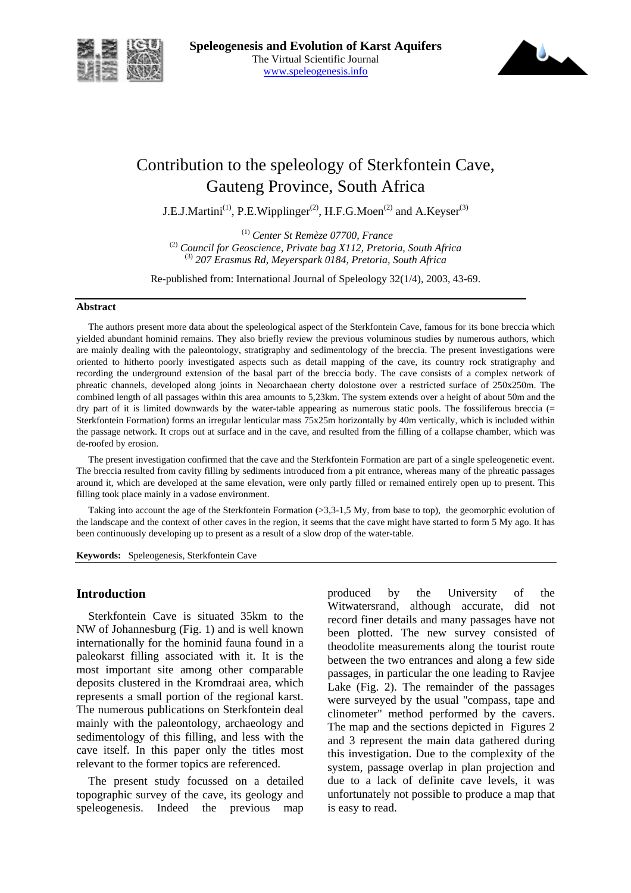Speleogenesis and Evolution of Karst Aquifers
The Virtual Scientific Journal
www.speleogenesis.info

# Contribution to the speleology of Sterkfontein Cave, Gauteng Province, South Africa

J.E.J.Martini[1], P.E.Wipplinger[2], H.F.G.Moen[2] and A.Keyser[3]

[1] *Center St Remèze 07700, France*
[2] *Council for Geoscience, Private bag X112, Pretoria, South Africa*
[3] *207 Erasmus Rd, Meyerspark 0184, Pretoria, South Africa*

Re-published from: International Journal of Speleology 32(1/4), 2003, 43-69.

**Abstract**

The authors present more data about the speleological aspect of the Sterkfontein Cave, famous for its bone breccia which yielded abundant hominid remains. They also briefly review the previous voluminous studies by numerous authors, which are mainly dealing with the paleontology, stratigraphy and sedimentology of the breccia. The present investigations were oriented to hitherto poorly investigated aspects such as detail mapping of the cave, its country rock stratigraphy and recording the underground extension of the basal part of the breccia body. The cave consists of a complex network of phreatic channels, developed along joints in Neoarchaean cherty dolostone over a restricted surface of 250x250m. The combined length of all passages within this area amounts to 5,23km. The system extends over a height of about 50m and the dry part of it is limited downwards by the water-table appearing as numerous static pools. The fossiliferous breccia (= Sterkfontein Formation) forms an irregular lenticular mass 75x25m horizontally by 40m vertically, which is included within the passage network. It crops out at surface and in the cave, and resulted from the filling of a collapse chamber, which was de-roofed by erosion.

The present investigation confirmed that the cave and the Sterkfontein Formation are part of a single speleogenetic event. The breccia resulted from cavity filling by sediments introduced from a pit entrance, whereas many of the phreatic passages around it, which are developed at the same elevation, were only partly filled or remained entirely open up to present. This filling took place mainly in a vadose environment.

Taking into account the age of the Sterkfontein Formation (>3,3-1,5 My, from base to top), the geomorphic evolution of the landscape and the context of other caves in the region, it seems that the cave might have started to form 5 My ago. It has been continuously developing up to present as a result of a slow drop of the water-table.

**Keywords:** Speleogenesis, Sterkfontein Cave

## Introduction

Sterkfontein Cave is situated 35km to the NW of Johannesburg (Fig. 1) and is well known internationally for the hominid fauna found in a paleokarst filling associated with it. It is the most important site among other comparable deposits clustered in the Kromdraai area, which represents a small portion of the regional karst. The numerous publications on Sterkfontein deal mainly with the paleontology, archaeology and sedimentology of this filling, and less with the cave itself. In this paper only the titles most relevant to the former topics are referenced.

The present study focussed on a detailed topographic survey of the cave, its geology and speleogenesis. Indeed the previous map produced by the University of the Witwatersrand, although accurate, did not record finer details and many passages have not been plotted. The new survey consisted of theodolite measurements along the tourist route between the two entrances and along a few side passages, in particular the one leading to Ravjee Lake (Fig. 2). The remainder of the passages were surveyed by the usual "compass, tape and clinometer" method performed by the cavers. The map and the sections depicted in Figures 2 and 3 represent the main data gathered during this investigation. Due to the complexity of the system, passage overlap in plan projection and due to a lack of definite cave levels, it was unfortunately not possible to produce a map that is easy to read.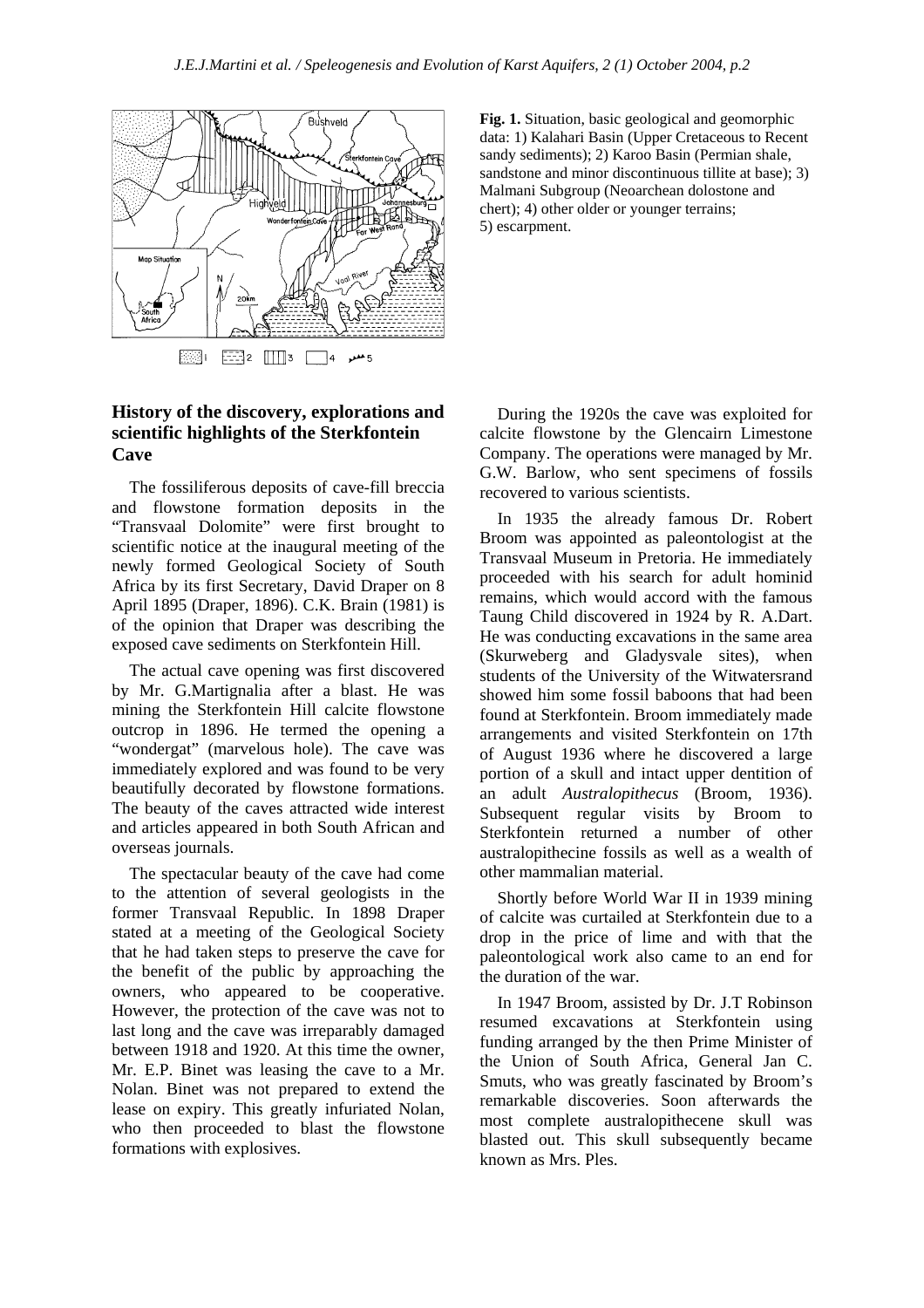Bushveld

Sterkfontein Cave

Highveld

Johannesburg

Wonderfontein Cave

Far West Rand

Vaal River

Map Situation

South Africa

N

20km

1 2 3 4 5

**Fig. 1.** Situation, basic geological and geomorphic data: 1) Kalahari Basin (Upper Cretaceous to Recent sandy sediments); 2) Karoo Basin (Permian shale, sandstone and minor discontinuous tillite at base); 3) Malmani Subgroup (Neoarchean dolostone and chert); 4) other older or younger terrains; 5) escarpment.

## History of the discovery, explorations and scientific highlights of the Sterkfontein Cave

The fossiliferous deposits of cave-fill breccia and flowstone formation deposits in the "Transvaal Dolomite" were first brought to scientific notice at the inaugural meeting of the newly formed Geological Society of South Africa by its first Secretary, David Draper on 8 April 1895 (Draper, 1896). C.K. Brain (1981) is of the opinion that Draper was describing the exposed cave sediments on Sterkfontein Hill.

The actual cave opening was first discovered by Mr. G.Martignalia after a blast. He was mining the Sterkfontein Hill calcite flowstone outcrop in 1896. He termed the opening a "wondergat" (marvelous hole). The cave was immediately explored and was found to be very beautifully decorated by flowstone formations. The beauty of the caves attracted wide interest and articles appeared in both South African and overseas journals.

The spectacular beauty of the cave had come to the attention of several geologists in the former Transvaal Republic. In 1898 Draper stated at a meeting of the Geological Society that he had taken steps to preserve the cave for the benefit of the public by approaching the owners, who appeared to be cooperative. However, the protection of the cave was not to last long and the cave was irreparably damaged between 1918 and 1920. At this time the owner, Mr. E.P. Binet was leasing the cave to a Mr. Nolan. Binet was not prepared to extend the lease on expiry. This greatly infuriated Nolan, who then proceeded to blast the flowstone formations with explosives.

During the 1920s the cave was exploited for calcite flowstone by the Glencairn Limestone Company. The operations were managed by Mr. G.W. Barlow, who sent specimens of fossils recovered to various scientists.

In 1935 the already famous Dr. Robert Broom was appointed as paleontologist at the Transvaal Museum in Pretoria. He immediately proceeded with his search for adult hominid remains, which would accord with the famous Taung Child discovered in 1924 by R. A.Dart. He was conducting excavations in the same area (Skurweberg and Gladysvale sites), when students of the University of the Witwatersrand showed him some fossil baboons that had been found at Sterkfontein. Broom immediately made arrangements and visited Sterkfontein on 17th of August 1936 where he discovered a large portion of a skull and intact upper dentition of an adult *Australopithecus* (Broom, 1936). Subsequent regular visits by Broom to Sterkfontein returned a number of other australopithecine fossils as well as a wealth of other mammalian material.

Shortly before World War II in 1939 mining of calcite was curtailed at Sterkfontein due to a drop in the price of lime and with that the paleontological work also came to an end for the duration of the war.

In 1947 Broom, assisted by Dr. J.T Robinson resumed excavations at Sterkfontein using funding arranged by the then Prime Minister of the Union of South Africa, General Jan C. Smuts, who was greatly fascinated by Broom's remarkable discoveries. Soon afterwards the most complete australopithecene skull was blasted out. This skull subsequently became known as Mrs. Ples.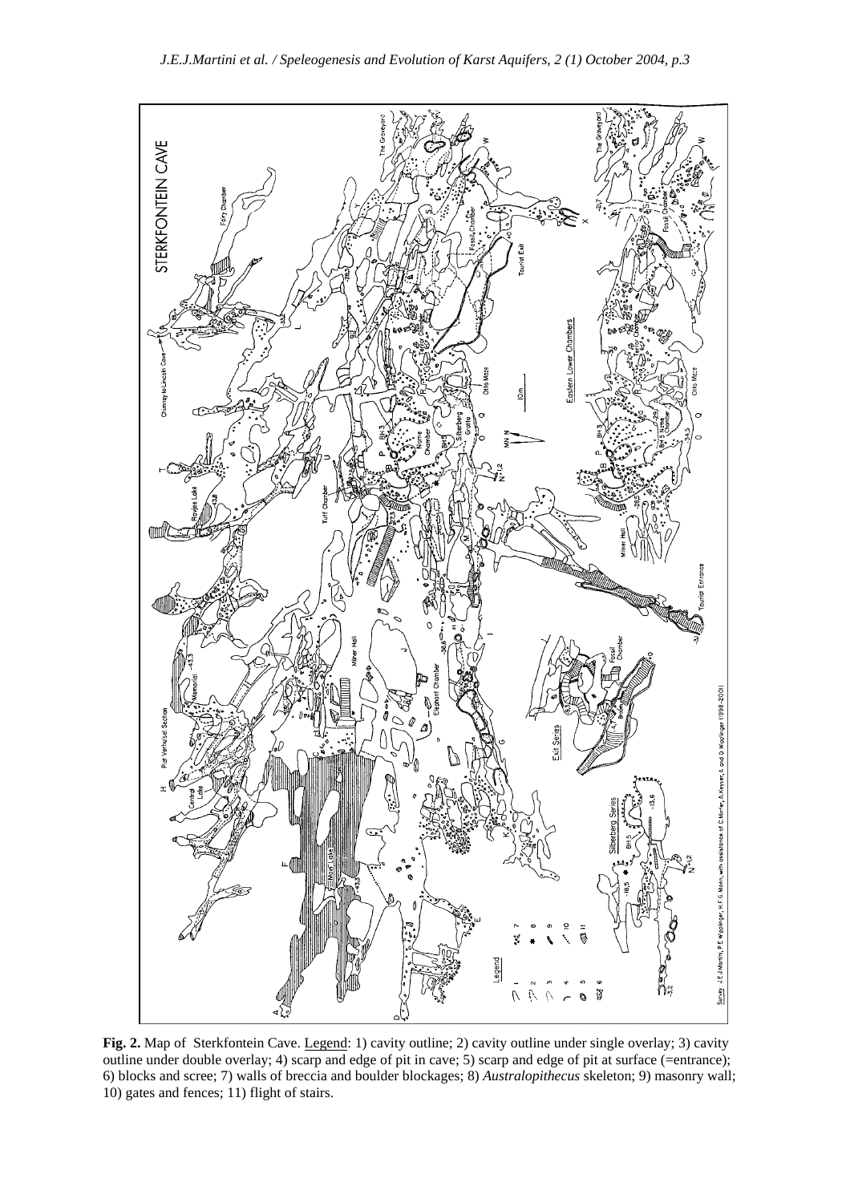STERKFONTEIN CAVE

Fairy Chamber

Chimney to Lincoln Cave

The Graveyard

Fossil Chamber

Tourist Exit

Otto Maze

Eastern Lower Chambers

Name Chamber

Silberberg Grotto

Tuff Chamber

Milner Hall

Tourist Entrance

Elephant Chamber

Exit Series

Fossil Chamber

Silberberg Series

Main Lake

Central Lake

Memorial

Piet Verhulsel Section

Legend

Survey: J.E.J.Martini, P.E.Wipplinger, H.F.G.Moen, with assistance of C.Minter, A.Keyser, A. and O.Wipplinger (1998-2001)

**Fig. 2.** Map of Sterkfontein Cave. Legend: 1) cavity outline; 2) cavity outline under single overlay; 3) cavity outline under double overlay; 4) scarp and edge of pit in cave; 5) scarp and edge of pit at surface (=entrance); 6) blocks and scree; 7) walls of breccia and boulder blockages; 8) *Australopithecus* skeleton; 9) masonry wall; 10) gates and fences; 11) flight of stairs.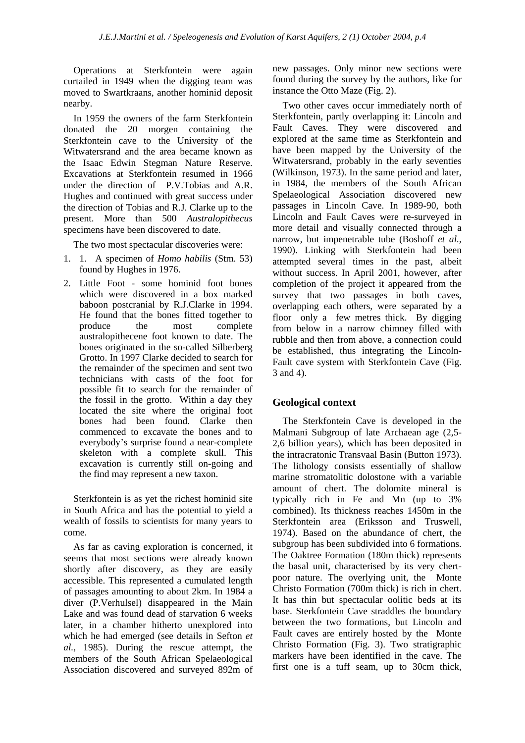Operations at Sterkfontein were again curtailed in 1949 when the digging team was moved to Swartkraans, another hominid deposit nearby.

In 1959 the owners of the farm Sterkfontein donated the 20 morgen containing the Sterkfontein cave to the University of the Witwatersrand and the area became known as the Isaac Edwin Stegman Nature Reserve. Excavations at Sterkfontein resumed in 1966 under the direction of P.V.Tobias and A.R. Hughes and continued with great success under the direction of Tobias and R.J. Clarke up to the present. More than 500 *Australopithecus* specimens have been discovered to date.

The two most spectacular discoveries were:

1. 1. A specimen of *Homo habilis* (Stm. 53) found by Hughes in 1976.
2. Little Foot - some hominid foot bones which were discovered in a box marked baboon postcranial by R.J.Clarke in 1994. He found that the bones fitted together to produce the most complete australopithecene foot known to date. The bones originated in the so-called Silberberg Grotto. In 1997 Clarke decided to search for the remainder of the specimen and sent two technicians with casts of the foot for possible fit to search for the remainder of the fossil in the grotto. Within a day they located the site where the original foot bones had been found. Clarke then commenced to excavate the bones and to everybody's surprise found a near-complete skeleton with a complete skull. This excavation is currently still on-going and the find may represent a new taxon.

Sterkfontein is as yet the richest hominid site in South Africa and has the potential to yield a wealth of fossils to scientists for many years to come.

As far as caving exploration is concerned, it seems that most sections were already known shortly after discovery, as they are easily accessible. This represented a cumulated length of passages amounting to about 2km. In 1984 a diver (P.Verhulsel) disappeared in the Main Lake and was found dead of starvation 6 weeks later, in a chamber hitherto unexplored into which he had emerged (see details in Sefton *et al.,* 1985). During the rescue attempt, the members of the South African Spelaeological Association discovered and surveyed 892m of new passages. Only minor new sections were found during the survey by the authors, like for instance the Otto Maze (Fig. 2).

Two other caves occur immediately north of Sterkfontein, partly overlapping it: Lincoln and Fault Caves. They were discovered and explored at the same time as Sterkfontein and have been mapped by the University of the Witwatersrand, probably in the early seventies (Wilkinson, 1973). In the same period and later, in 1984, the members of the South African Spelaeological Association discovered new passages in Lincoln Cave. In 1989-90, both Lincoln and Fault Caves were re-surveyed in more detail and visually connected through a narrow, but impenetrable tube (Boshoff *et al.*, 1990). Linking with Sterkfontein had been attempted several times in the past, albeit without success. In April 2001, however, after completion of the project it appeared from the survey that two passages in both caves, overlapping each others, were separated by a floor only a few metres thick. By digging from below in a narrow chimney filled with rubble and then from above, a connection could be established, thus integrating the Lincoln-Fault cave system with Sterkfontein Cave (Fig. 3 and 4).

## Geological context

The Sterkfontein Cave is developed in the Malmani Subgroup of late Archaean age (2,5-2,6 billion years), which has been deposited in the intracratonic Transvaal Basin (Button 1973). The lithology consists essentially of shallow marine stromatolitic dolostone with a variable amount of chert. The dolomite mineral is typically rich in Fe and Mn (up to 3% combined). Its thickness reaches 1450m in the Sterkfontein area (Eriksson and Truswell, 1974). Based on the abundance of chert, the subgroup has been subdivided into 6 formations. The Oaktree Formation (180m thick) represents the basal unit, characterised by its very chert-poor nature. The overlying unit, the Monte Christo Formation (700m thick) is rich in chert. It has thin but spectacular oolitic beds at its base. Sterkfontein Cave straddles the boundary between the two formations, but Lincoln and Fault caves are entirely hosted by the Monte Christo Formation (Fig. 3). Two stratigraphic markers have been identified in the cave. The first one is a tuff seam, up to 30cm thick,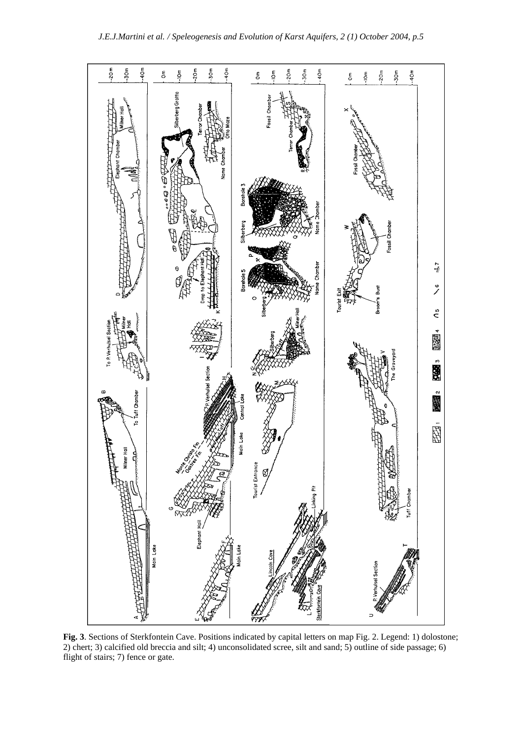-20m
-30m
-40m

0m
-10m
-20m
-30m
-40m

0m
-10m
-20m
-30m
-40m

0m
-10m
-20m
-30m
-40m

A
Main Lake
Milner Hall
To Tuff Chamber
B
To P Verhulsel Section
Milner Hall
C
D
Elephant Chamber
Milner Hall

E
Main Lake
F
Elephant Hall
G
Monte Christo Fm
Oaktree Fm
Main Lake
Central Lake
P. Verhulsel Section
H
I
J
K
Drop to Elephant Hall
Silberberg Grotto
Name Chamber
Terror Chamber
Otto Maze

L
Sterkfontein Cave
Lincoln Cave
Linking Pit
Tourist Entrance
M
N
Silberberg
Tuff
Milner Hall
O
Silberberg
Borehole 5
Name Chamber
P
Silberberg
Borehole 3
Name Chamber
Q
R
Terror Chamber
Fossil Chamber
S

U
P. Verhulsel Section
T
Tuff Chamber
The Graveyard
V
Tourist Exit
Broom's Bust
W
Fossil Chamber
Fossil Chamber
X

1 2 3 4 5 6 7

**Fig. 3**. Sections of Sterkfontein Cave. Positions indicated by capital letters on map Fig. 2. Legend: 1) dolostone; 2) chert; 3) calcified old breccia and silt; 4) unconsolidated scree, silt and sand; 5) outline of side passage; 6) flight of stairs; 7) fence or gate.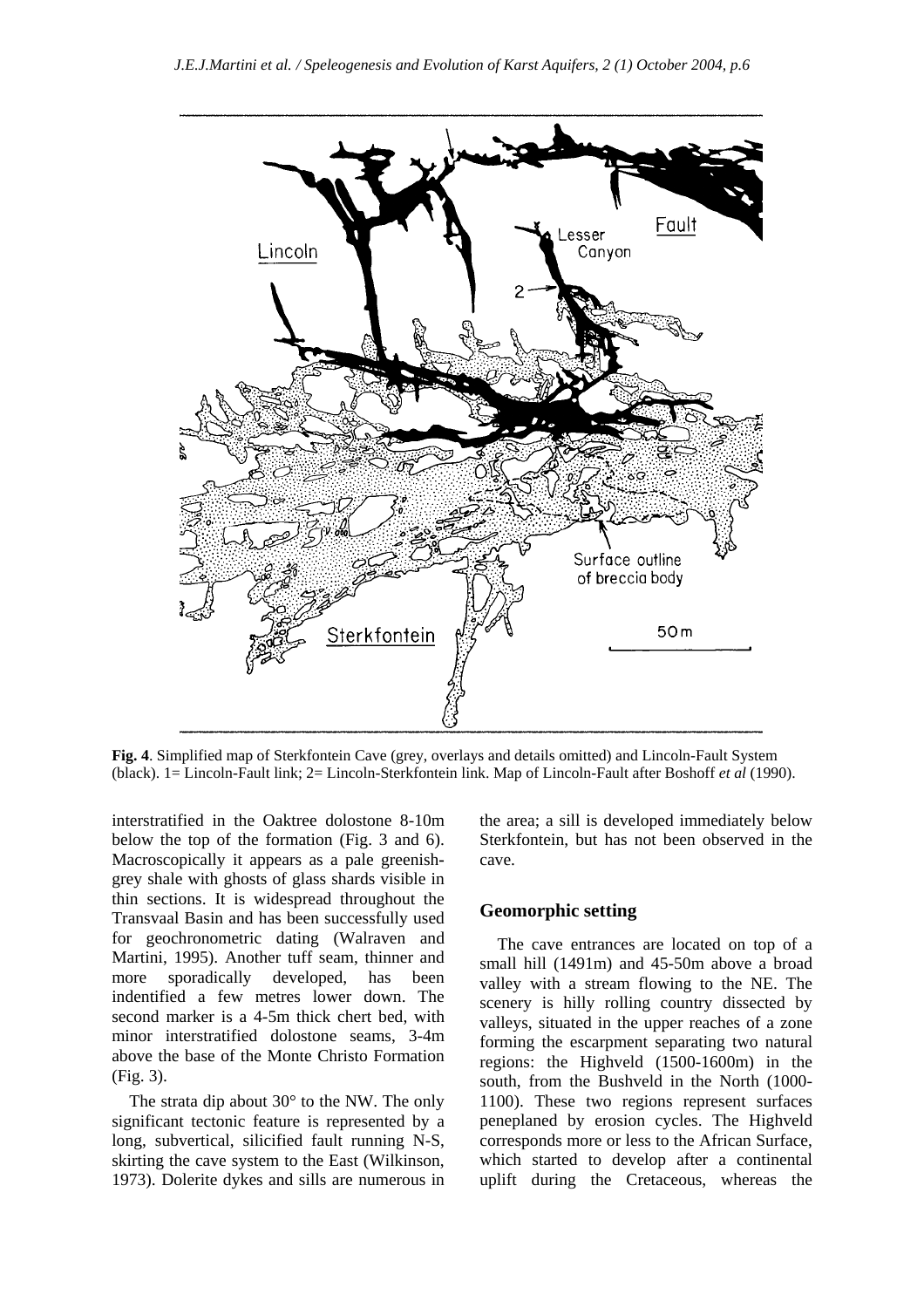Lincoln

Fault

Lesser Canyon

2

Surface outline of breccia body

Sterkfontein

50 m

**Fig. 4**. Simplified map of Sterkfontein Cave (grey, overlays and details omitted) and Lincoln-Fault System (black). 1= Lincoln-Fault link; 2= Lincoln-Sterkfontein link. Map of Lincoln-Fault after Boshoff *et al* (1990).

interstratified in the Oaktree dolostone 8-10m below the top of the formation (Fig. 3 and 6). Macroscopically it appears as a pale greenish-grey shale with ghosts of glass shards visible in thin sections. It is widespread throughout the Transvaal Basin and has been successfully used for geochronometric dating (Walraven and Martini, 1995). Another tuff seam, thinner and more sporadically developed, has been indentified a few metres lower down. The second marker is a 4-5m thick chert bed, with minor interstratified dolostone seams, 3-4m above the base of the Monte Christo Formation (Fig. 3).

The strata dip about 30° to the NW. The only significant tectonic feature is represented by a long, subvertical, silicified fault running N-S, skirting the cave system to the East (Wilkinson, 1973). Dolerite dykes and sills are numerous in the area; a sill is developed immediately below Sterkfontein, but has not been observed in the cave.

## Geomorphic setting

The cave entrances are located on top of a small hill (1491m) and 45-50m above a broad valley with a stream flowing to the NE. The scenery is hilly rolling country dissected by valleys, situated in the upper reaches of a zone forming the escarpment separating two natural regions: the Highveld (1500-1600m) in the south, from the Bushveld in the North (1000-1100). These two regions represent surfaces peneplaned by erosion cycles. The Highveld corresponds more or less to the African Surface, which started to develop after a continental uplift during the Cretaceous, whereas the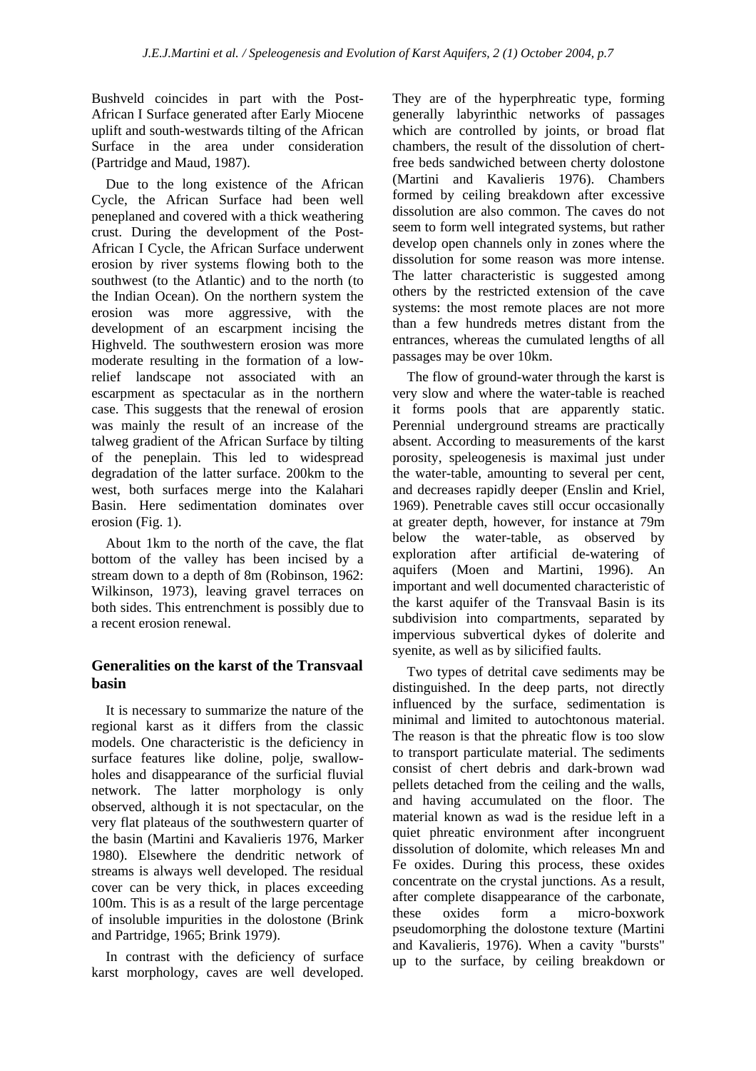Bushveld coincides in part with the Post-African I Surface generated after Early Miocene uplift and south-westwards tilting of the African Surface in the area under consideration (Partridge and Maud, 1987).

Due to the long existence of the African Cycle, the African Surface had been well peneplaned and covered with a thick weathering crust. During the development of the Post-African I Cycle, the African Surface underwent erosion by river systems flowing both to the southwest (to the Atlantic) and to the north (to the Indian Ocean). On the northern system the erosion was more aggressive, with the development of an escarpment incising the Highveld. The southwestern erosion was more moderate resulting in the formation of a low-relief landscape not associated with an escarpment as spectacular as in the northern case. This suggests that the renewal of erosion was mainly the result of an increase of the talweg gradient of the African Surface by tilting of the peneplain. This led to widespread degradation of the latter surface. 200km to the west, both surfaces merge into the Kalahari Basin. Here sedimentation dominates over erosion (Fig. 1).

About 1km to the north of the cave, the flat bottom of the valley has been incised by a stream down to a depth of 8m (Robinson, 1962: Wilkinson, 1973), leaving gravel terraces on both sides. This entrenchment is possibly due to a recent erosion renewal.

## Generalities on the karst of the Transvaal basin

It is necessary to summarize the nature of the regional karst as it differs from the classic models. One characteristic is the deficiency in surface features like doline, polje, swallow-holes and disappearance of the surficial fluvial network. The latter morphology is only observed, although it is not spectacular, on the very flat plateaus of the southwestern quarter of the basin (Martini and Kavalieris 1976, Marker 1980). Elsewhere the dendritic network of streams is always well developed. The residual cover can be very thick, in places exceeding 100m. This is as a result of the large percentage of insoluble impurities in the dolostone (Brink and Partridge, 1965; Brink 1979).

In contrast with the deficiency of surface karst morphology, caves are well developed. They are of the hyperphreatic type, forming generally labyrinthic networks of passages which are controlled by joints, or broad flat chambers, the result of the dissolution of chert-free beds sandwiched between cherty dolostone (Martini and Kavalieris 1976). Chambers formed by ceiling breakdown after excessive dissolution are also common. The caves do not seem to form well integrated systems, but rather develop open channels only in zones where the dissolution for some reason was more intense. The latter characteristic is suggested among others by the restricted extension of the cave systems: the most remote places are not more than a few hundreds metres distant from the entrances, whereas the cumulated lengths of all passages may be over 10km.

The flow of ground-water through the karst is very slow and where the water-table is reached it forms pools that are apparently static. Perennial underground streams are practically absent. According to measurements of the karst porosity, speleogenesis is maximal just under the water-table, amounting to several per cent, and decreases rapidly deeper (Enslin and Kriel, 1969). Penetrable caves still occur occasionally at greater depth, however, for instance at 79m below the water-table, as observed by exploration after artificial de-watering of aquifers (Moen and Martini, 1996). An important and well documented characteristic of the karst aquifer of the Transvaal Basin is its subdivision into compartments, separated by impervious subvertical dykes of dolerite and syenite, as well as by silicified faults.

Two types of detrital cave sediments may be distinguished. In the deep parts, not directly influenced by the surface, sedimentation is minimal and limited to autochtonous material. The reason is that the phreatic flow is too slow to transport particulate material. The sediments consist of chert debris and dark-brown wad pellets detached from the ceiling and the walls, and having accumulated on the floor. The material known as wad is the residue left in a quiet phreatic environment after incongruent dissolution of dolomite, which releases Mn and Fe oxides. During this process, these oxides concentrate on the crystal junctions. As a result, after complete disappearance of the carbonate, these oxides form a micro-boxwork pseudomorphing the dolostone texture (Martini and Kavalieris, 1976). When a cavity "bursts" up to the surface, by ceiling breakdown or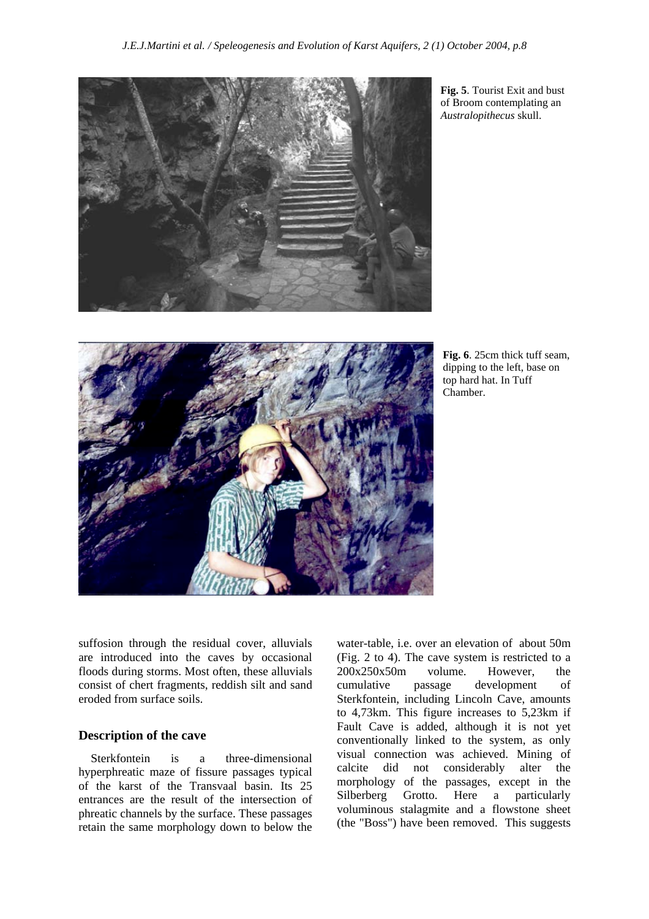**Fig. 5**. Tourist Exit and bust of Broom contemplating an *Australopithecus* skull.

**Fig. 6**. 25cm thick tuff seam, dipping to the left, base on top hard hat. In Tuff Chamber.

suffosion through the residual cover, alluvials are introduced into the caves by occasional floods during storms. Most often, these alluvials consist of chert fragments, reddish silt and sand eroded from surface soils.

## Description of the cave

Sterkfontein is a three-dimensional hyperphreatic maze of fissure passages typical of the karst of the Transvaal basin. Its 25 entrances are the result of the intersection of phreatic channels by the surface. These passages retain the same morphology down to below the water-table, i.e. over an elevation of about 50m (Fig. 2 to 4). The cave system is restricted to a 200x250x50m volume. However, the cumulative passage development of Sterkfontein, including Lincoln Cave, amounts to 4,73km. This figure increases to 5,23km if Fault Cave is added, although it is not yet conventionally linked to the system, as only visual connection was achieved. Mining of calcite did not considerably alter the morphology of the passages, except in the Silberberg Grotto. Here a particularly voluminous stalagmite and a flowstone sheet (the "Boss") have been removed. This suggests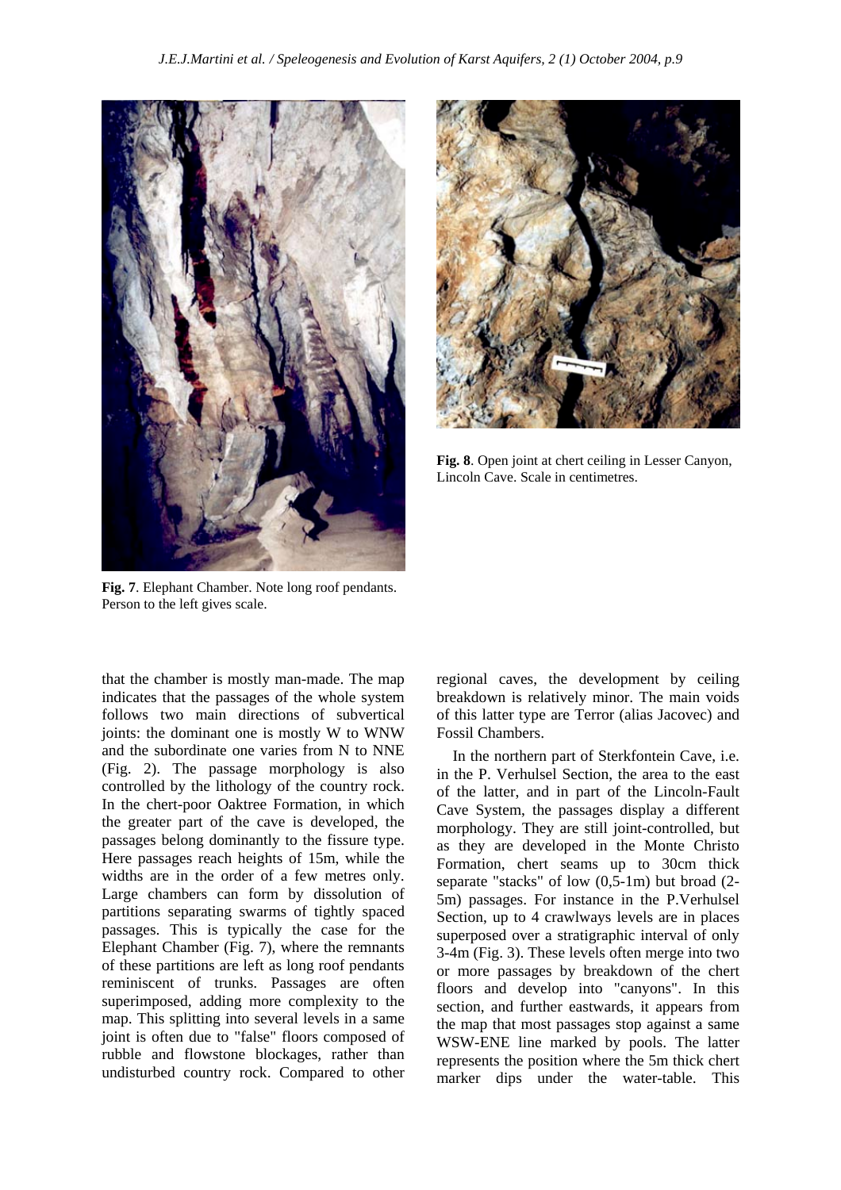**Fig. 7**. Elephant Chamber. Note long roof pendants. Person to the left gives scale.

**Fig. 8**. Open joint at chert ceiling in Lesser Canyon, Lincoln Cave. Scale in centimetres.

that the chamber is mostly man-made. The map indicates that the passages of the whole system follows two main directions of subvertical joints: the dominant one is mostly W to WNW and the subordinate one varies from N to NNE (Fig. 2). The passage morphology is also controlled by the lithology of the country rock. In the chert-poor Oaktree Formation, in which the greater part of the cave is developed, the passages belong dominantly to the fissure type. Here passages reach heights of 15m, while the widths are in the order of a few metres only. Large chambers can form by dissolution of partitions separating swarms of tightly spaced passages. This is typically the case for the Elephant Chamber (Fig. 7), where the remnants of these partitions are left as long roof pendants reminiscent of trunks. Passages are often superimposed, adding more complexity to the map. This splitting into several levels in a same joint is often due to "false" floors composed of rubble and flowstone blockages, rather than undisturbed country rock. Compared to other regional caves, the development by ceiling breakdown is relatively minor. The main voids of this latter type are Terror (alias Jacovec) and Fossil Chambers.

In the northern part of Sterkfontein Cave, i.e. in the P. Verhulsel Section, the area to the east of the latter, and in part of the Lincoln-Fault Cave System, the passages display a different morphology. They are still joint-controlled, but as they are developed in the Monte Christo Formation, chert seams up to 30cm thick separate "stacks" of low (0,5-1m) but broad (2-5m) passages. For instance in the P.Verhulsel Section, up to 4 crawlways levels are in places superposed over a stratigraphic interval of only 3-4m (Fig. 3). These levels often merge into two or more passages by breakdown of the chert floors and develop into "canyons". In this section, and further eastwards, it appears from the map that most passages stop against a same WSW-ENE line marked by pools. The latter represents the position where the 5m thick chert marker dips under the water-table. This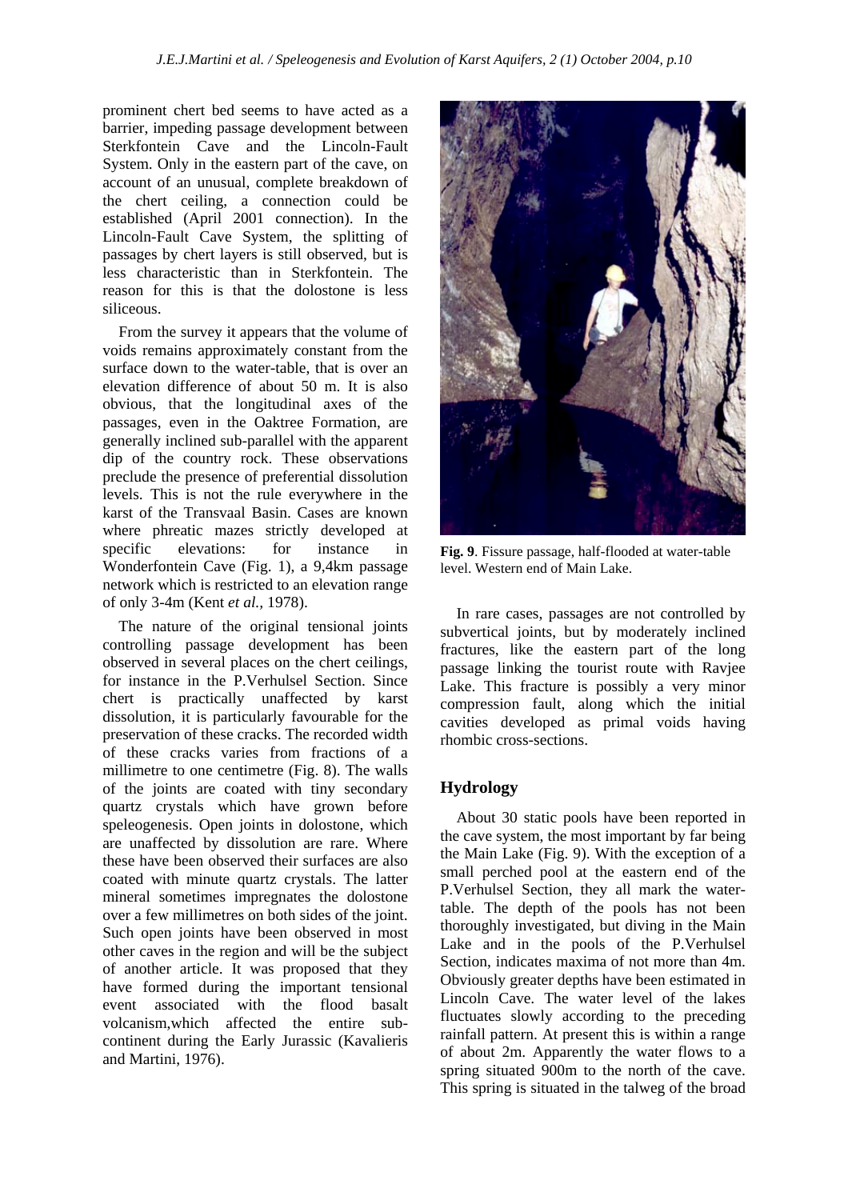prominent chert bed seems to have acted as a barrier, impeding passage development between Sterkfontein Cave and the Lincoln-Fault System. Only in the eastern part of the cave, on account of an unusual, complete breakdown of the chert ceiling, a connection could be established (April 2001 connection). In the Lincoln-Fault Cave System, the splitting of passages by chert layers is still observed, but is less characteristic than in Sterkfontein. The reason for this is that the dolostone is less siliceous.

From the survey it appears that the volume of voids remains approximately constant from the surface down to the water-table, that is over an elevation difference of about 50 m. It is also obvious, that the longitudinal axes of the passages, even in the Oaktree Formation, are generally inclined sub-parallel with the apparent dip of the country rock. These observations preclude the presence of preferential dissolution levels. This is not the rule everywhere in the karst of the Transvaal Basin. Cases are known where phreatic mazes strictly developed at specific elevations: for instance in Wonderfontein Cave (Fig. 1), a 9,4km passage network which is restricted to an elevation range of only 3-4m (Kent *et al.*, 1978).

The nature of the original tensional joints controlling passage development has been observed in several places on the chert ceilings, for instance in the P.Verhulsel Section. Since chert is practically unaffected by karst dissolution, it is particularly favourable for the preservation of these cracks. The recorded width of these cracks varies from fractions of a millimetre to one centimetre (Fig. 8). The walls of the joints are coated with tiny secondary quartz crystals which have grown before speleogenesis. Open joints in dolostone, which are unaffected by dissolution are rare. Where these have been observed their surfaces are also coated with minute quartz crystals. The latter mineral sometimes impregnates the dolostone over a few millimetres on both sides of the joint. Such open joints have been observed in most other caves in the region and will be the subject of another article. It was proposed that they have formed during the important tensional event associated with the flood basalt volcanism,which affected the entire sub-continent during the Early Jurassic (Kavalieris and Martini, 1976).

**Fig. 9**. Fissure passage, half-flooded at water-table level. Western end of Main Lake.

In rare cases, passages are not controlled by subvertical joints, but by moderately inclined fractures, like the eastern part of the long passage linking the tourist route with Ravjee Lake. This fracture is possibly a very minor compression fault, along which the initial cavities developed as primal voids having rhombic cross-sections.

## Hydrology

About 30 static pools have been reported in the cave system, the most important by far being the Main Lake (Fig. 9). With the exception of a small perched pool at the eastern end of the P.Verhulsel Section, they all mark the water-table. The depth of the pools has not been thoroughly investigated, but diving in the Main Lake and in the pools of the P.Verhulsel Section, indicates maxima of not more than 4m. Obviously greater depths have been estimated in Lincoln Cave. The water level of the lakes fluctuates slowly according to the preceding rainfall pattern. At present this is within a range of about 2m. Apparently the water flows to a spring situated 900m to the north of the cave. This spring is situated in the talweg of the broad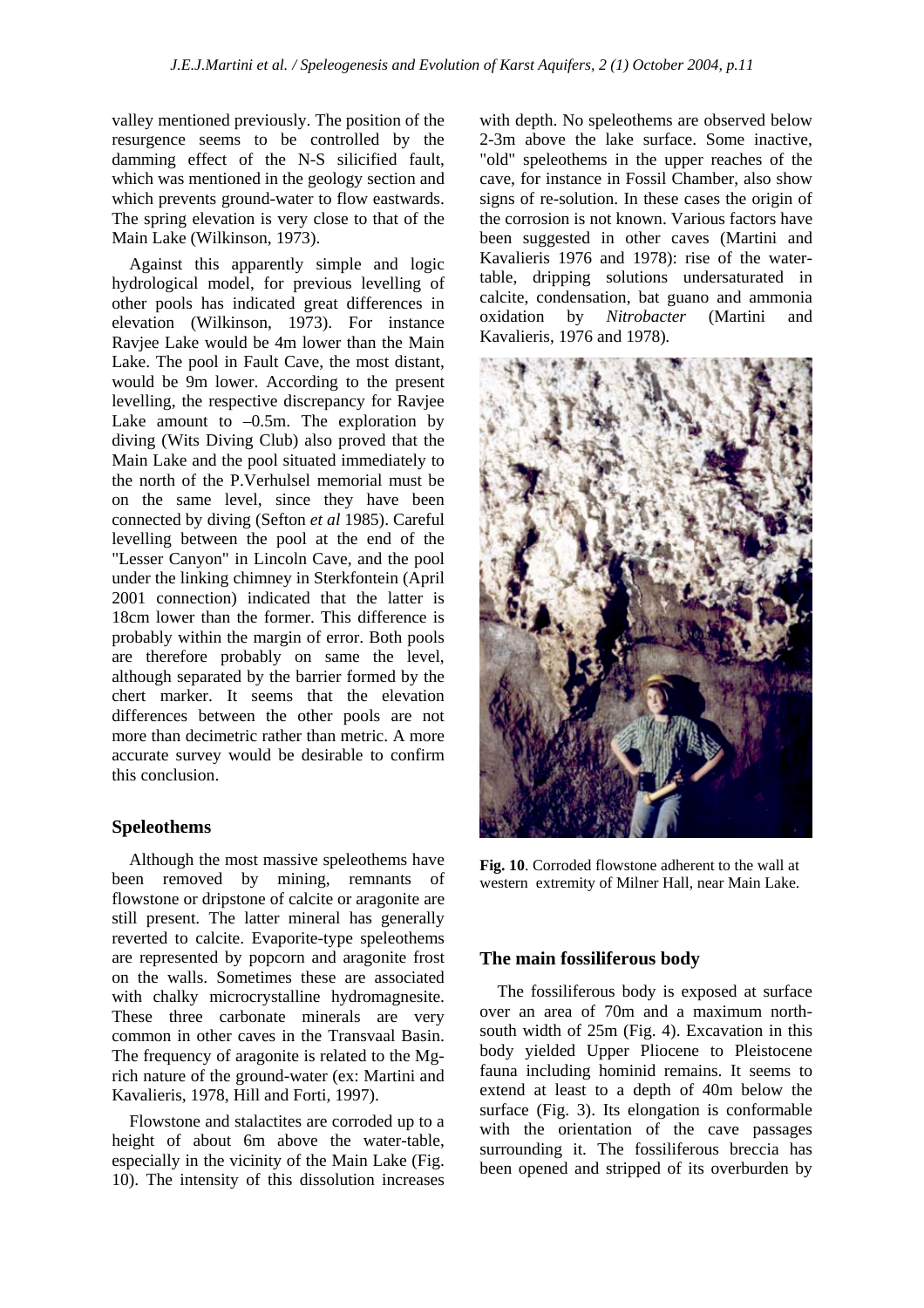valley mentioned previously. The position of the resurgence seems to be controlled by the damming effect of the N-S silicified fault, which was mentioned in the geology section and which prevents ground-water to flow eastwards. The spring elevation is very close to that of the Main Lake (Wilkinson, 1973).

Against this apparently simple and logic hydrological model, for previous levelling of other pools has indicated great differences in elevation (Wilkinson, 1973). For instance Ravjee Lake would be 4m lower than the Main Lake. The pool in Fault Cave, the most distant, would be 9m lower. According to the present levelling, the respective discrepancy for Ravjee Lake amount to –0.5m. The exploration by diving (Wits Diving Club) also proved that the Main Lake and the pool situated immediately to the north of the P.Verhulsel memorial must be on the same level, since they have been connected by diving (Sefton *et al* 1985). Careful levelling between the pool at the end of the "Lesser Canyon" in Lincoln Cave, and the pool under the linking chimney in Sterkfontein (April 2001 connection) indicated that the latter is 18cm lower than the former. This difference is probably within the margin of error. Both pools are therefore probably on same the level, although separated by the barrier formed by the chert marker. It seems that the elevation differences between the other pools are not more than decimetric rather than metric. A more accurate survey would be desirable to confirm this conclusion.

## Speleothems

Although the most massive speleothems have been removed by mining, remnants of flowstone or dripstone of calcite or aragonite are still present. The latter mineral has generally reverted to calcite. Evaporite-type speleothems are represented by popcorn and aragonite frost on the walls. Sometimes these are associated with chalky microcrystalline hydromagnesite. These three carbonate minerals are very common in other caves in the Transvaal Basin. The frequency of aragonite is related to the Mg-rich nature of the ground-water (ex: Martini and Kavalieris, 1978, Hill and Forti, 1997).

Flowstone and stalactites are corroded up to a height of about 6m above the water-table, especially in the vicinity of the Main Lake (Fig. 10). The intensity of this dissolution increases with depth. No speleothems are observed below 2-3m above the lake surface. Some inactive, "old" speleothems in the upper reaches of the cave, for instance in Fossil Chamber, also show signs of re-solution. In these cases the origin of the corrosion is not known. Various factors have been suggested in other caves (Martini and Kavalieris 1976 and 1978): rise of the water-table, dripping solutions undersaturated in calcite, condensation, bat guano and ammonia oxidation by *Nitrobacter* (Martini and Kavalieris, 1976 and 1978).

**Fig. 10**. Corroded flowstone adherent to the wall at western extremity of Milner Hall, near Main Lake.

## The main fossiliferous body

The fossiliferous body is exposed at surface over an area of 70m and a maximum north-south width of 25m (Fig. 4). Excavation in this body yielded Upper Pliocene to Pleistocene fauna including hominid remains. It seems to extend at least to a depth of 40m below the surface (Fig. 3). Its elongation is conformable with the orientation of the cave passages surrounding it. The fossiliferous breccia has been opened and stripped of its overburden by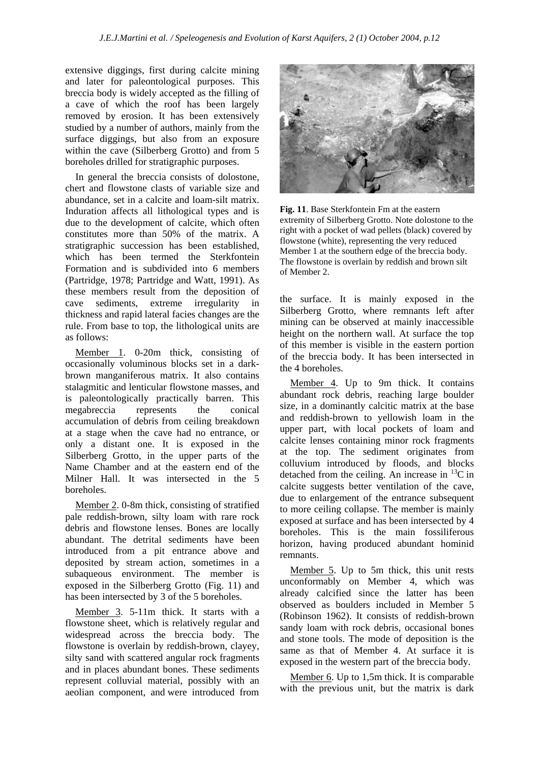extensive diggings, first during calcite mining and later for paleontological purposes. This breccia body is widely accepted as the filling of a cave of which the roof has been largely removed by erosion. It has been extensively studied by a number of authors, mainly from the surface diggings, but also from an exposure within the cave (Silberberg Grotto) and from 5 boreholes drilled for stratigraphic purposes.

In general the breccia consists of dolostone, chert and flowstone clasts of variable size and abundance, set in a calcite and loam-silt matrix. Induration affects all lithological types and is due to the development of calcite, which often constitutes more than 50% of the matrix. A stratigraphic succession has been established, which has been termed the Sterkfontein Formation and is subdivided into 6 members (Partridge, 1978; Partridge and Watt, 1991). As these members result from the deposition of cave sediments, extreme irregularity in thickness and rapid lateral facies changes are the rule. From base to top, the lithological units are as follows:

Member 1. 0-20m thick, consisting of occasionally voluminous blocks set in a dark-brown manganiferous matrix. It also contains stalagmitic and lenticular flowstone masses, and is paleontologically practically barren. This megabreccia represents the conical accumulation of debris from ceiling breakdown at a stage when the cave had no entrance, or only a distant one. It is exposed in the Silberberg Grotto, in the upper parts of the Name Chamber and at the eastern end of the Milner Hall. It was intersected in the 5 boreholes.

Member 2. 0-8m thick, consisting of stratified pale reddish-brown, silty loam with rare rock debris and flowstone lenses. Bones are locally abundant. The detrital sediments have been introduced from a pit entrance above and deposited by stream action, sometimes in a subaqueous environment. The member is exposed in the Silberberg Grotto (Fig. 11) and has been intersected by 3 of the 5 boreholes.

Member 3. 5-11m thick. It starts with a flowstone sheet, which is relatively regular and widespread across the breccia body. The flowstone is overlain by reddish-brown, clayey, silty sand with scattered angular rock fragments and in places abundant bones. These sediments represent colluvial material, possibly with an aeolian component, and were introduced from the surface. It is mainly exposed in the Silberberg Grotto, where remnants left after mining can be observed at mainly inaccessible height on the northern wall. At surface the top of this member is visible in the eastern portion of the breccia body. It has been intersected in the 4 boreholes.

**Fig. 11**. Base Sterkfontein Fm at the eastern extremity of Silberberg Grotto. Note dolostone to the right with a pocket of wad pellets (black) covered by flowstone (white), representing the very reduced Member 1 at the southern edge of the breccia body. The flowstone is overlain by reddish and brown silt of Member 2.

Member 4. Up to 9m thick. It contains abundant rock debris, reaching large boulder size, in a dominantly calcitic matrix at the base and reddish-brown to yellowish loam in the upper part, with local pockets of loam and calcite lenses containing minor rock fragments at the top. The sediment originates from colluvium introduced by floods, and blocks detached from the ceiling. An increase in $^{13}C$ in calcite suggests better ventilation of the cave, due to enlargement of the entrance subsequent to more ceiling collapse. The member is mainly exposed at surface and has been intersected by 4 boreholes. This is the main fossiliferous horizon, having produced abundant hominid remnants.

Member 5. Up to 5m thick, this unit rests unconformably on Member 4, which was already calcified since the latter has been observed as boulders included in Member 5 (Robinson 1962). It consists of reddish-brown sandy loam with rock debris, occasional bones and stone tools. The mode of deposition is the same as that of Member 4. At surface it is exposed in the western part of the breccia body.

Member 6. Up to 1,5m thick. It is comparable with the previous unit, but the matrix is dark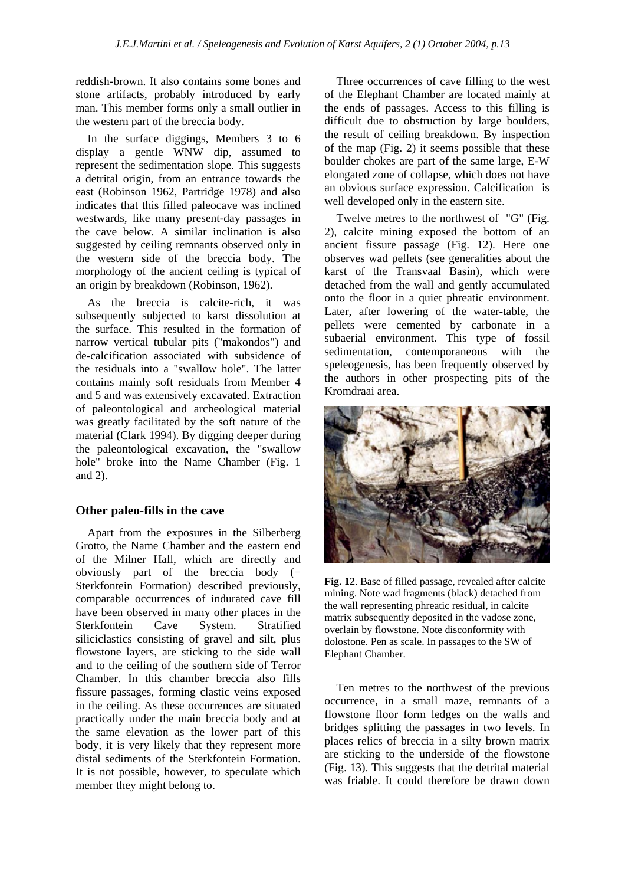reddish-brown. It also contains some bones and stone artifacts, probably introduced by early man. This member forms only a small outlier in the western part of the breccia body.

In the surface diggings, Members 3 to 6 display a gentle WNW dip, assumed to represent the sedimentation slope. This suggests a detrital origin, from an entrance towards the east (Robinson 1962, Partridge 1978) and also indicates that this filled paleocave was inclined westwards, like many present-day passages in the cave below. A similar inclination is also suggested by ceiling remnants observed only in the western side of the breccia body. The morphology of the ancient ceiling is typical of an origin by breakdown (Robinson, 1962).

As the breccia is calcite-rich, it was subsequently subjected to karst dissolution at the surface. This resulted in the formation of narrow vertical tubular pits ("makondos") and de-calcification associated with subsidence of the residuals into a "swallow hole". The latter contains mainly soft residuals from Member 4 and 5 and was extensively excavated. Extraction of paleontological and archeological material was greatly facilitated by the soft nature of the material (Clark 1994). By digging deeper during the paleontological excavation, the "swallow hole" broke into the Name Chamber (Fig. 1 and 2).

## Other paleo-fills in the cave

Apart from the exposures in the Silberberg Grotto, the Name Chamber and the eastern end of the Milner Hall, which are directly and obviously part of the breccia body (= Sterkfontein Formation) described previously, comparable occurrences of indurated cave fill have been observed in many other places in the Sterkfontein Cave System. Stratified siliciclastics consisting of gravel and silt, plus flowstone layers, are sticking to the side wall and to the ceiling of the southern side of Terror Chamber. In this chamber breccia also fills fissure passages, forming clastic veins exposed in the ceiling. As these occurrences are situated practically under the main breccia body and at the same elevation as the lower part of this body, it is very likely that they represent more distal sediments of the Sterkfontein Formation. It is not possible, however, to speculate which member they might belong to.

Three occurrences of cave filling to the west of the Elephant Chamber are located mainly at the ends of passages. Access to this filling is difficult due to obstruction by large boulders, the result of ceiling breakdown. By inspection of the map (Fig. 2) it seems possible that these boulder chokes are part of the same large, E-W elongated zone of collapse, which does not have an obvious surface expression. Calcification is well developed only in the eastern site.

Twelve metres to the northwest of "G" (Fig. 2), calcite mining exposed the bottom of an ancient fissure passage (Fig. 12). Here one observes wad pellets (see generalities about the karst of the Transvaal Basin), which were detached from the wall and gently accumulated onto the floor in a quiet phreatic environment. Later, after lowering of the water-table, the pellets were cemented by carbonate in a subaerial environment. This type of fossil sedimentation, contemporaneous with the speleogenesis, has been frequently observed by the authors in other prospecting pits of the Kromdraai area.

**Fig. 12**. Base of filled passage, revealed after calcite mining. Note wad fragments (black) detached from the wall representing phreatic residual, in calcite matrix subsequently deposited in the vadose zone, overlain by flowstone. Note disconformity with dolostone. Pen as scale. In passages to the SW of Elephant Chamber.

Ten metres to the northwest of the previous occurrence, in a small maze, remnants of a flowstone floor form ledges on the walls and bridges splitting the passages in two levels. In places relics of breccia in a silty brown matrix are sticking to the underside of the flowstone (Fig. 13). This suggests that the detrital material was friable. It could therefore be drawn down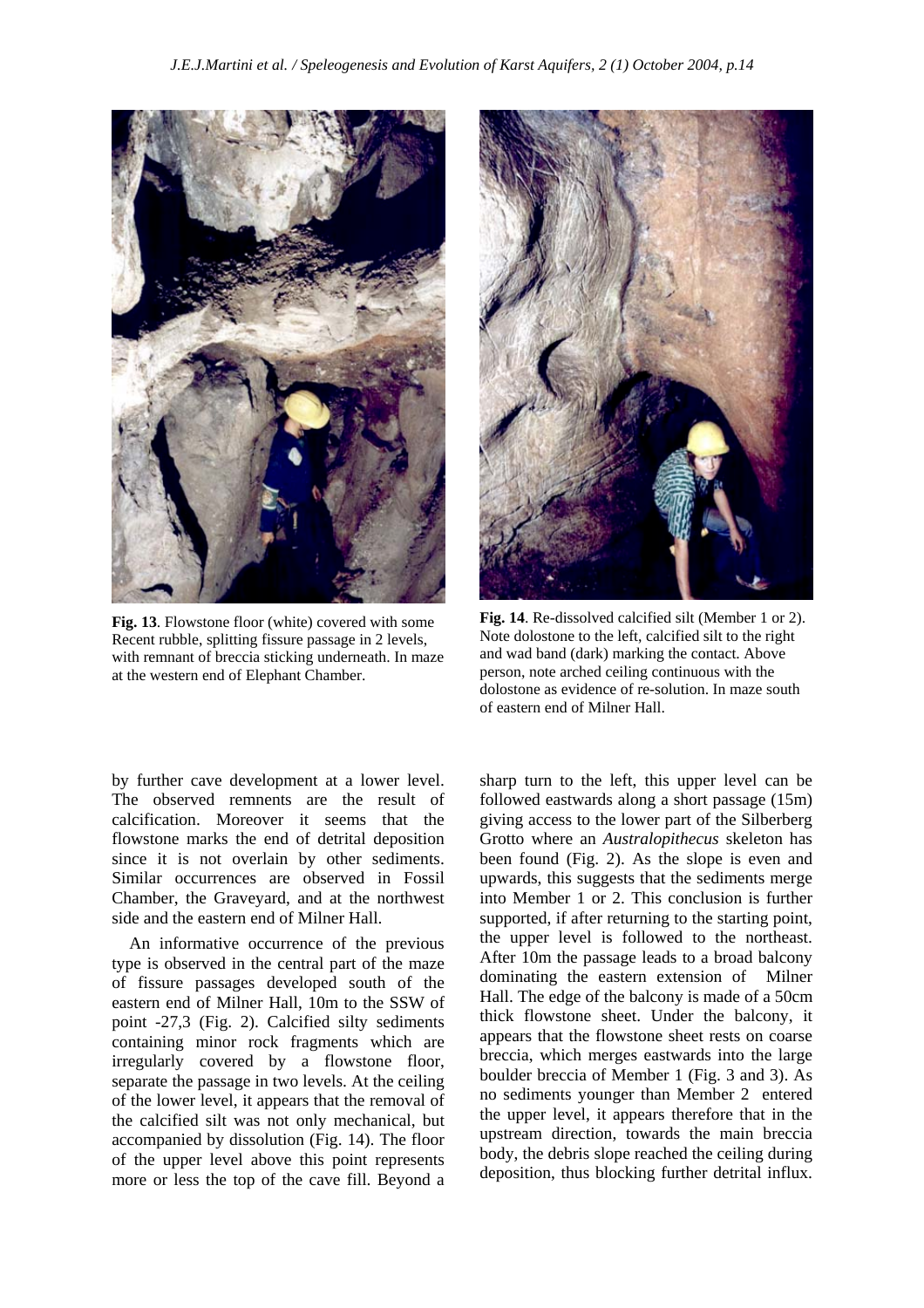**Fig. 13**. Flowstone floor (white) covered with some Recent rubble, splitting fissure passage in 2 levels, with remnant of breccia sticking underneath. In maze at the western end of Elephant Chamber.

**Fig. 14**. Re-dissolved calcified silt (Member 1 or 2). Note dolostone to the left, calcified silt to the right and wad band (dark) marking the contact. Above person, note arched ceiling continuous with the dolostone as evidence of re-solution. In maze south of eastern end of Milner Hall.

by further cave development at a lower level. The observed remnents are the result of calcification. Moreover it seems that the flowstone marks the end of detrital deposition since it is not overlain by other sediments. Similar occurrences are observed in Fossil Chamber, the Graveyard, and at the northwest side and the eastern end of Milner Hall.

An informative occurrence of the previous type is observed in the central part of the maze of fissure passages developed south of the eastern end of Milner Hall, 10m to the SSW of point -27,3 (Fig. 2). Calcified silty sediments containing minor rock fragments which are irregularly covered by a flowstone floor, separate the passage in two levels. At the ceiling of the lower level, it appears that the removal of the calcified silt was not only mechanical, but accompanied by dissolution (Fig. 14). The floor of the upper level above this point represents more or less the top of the cave fill. Beyond a sharp turn to the left, this upper level can be followed eastwards along a short passage (15m) giving access to the lower part of the Silberberg Grotto where an *Australopithecus* skeleton has been found (Fig. 2). As the slope is even and upwards, this suggests that the sediments merge into Member 1 or 2. This conclusion is further supported, if after returning to the starting point, the upper level is followed to the northeast. After 10m the passage leads to a broad balcony dominating the eastern extension of Milner Hall. The edge of the balcony is made of a 50cm thick flowstone sheet. Under the balcony, it appears that the flowstone sheet rests on coarse breccia, which merges eastwards into the large boulder breccia of Member 1 (Fig. 3 and 3). As no sediments younger than Member 2 entered the upper level, it appears therefore that in the upstream direction, towards the main breccia body, the debris slope reached the ceiling during deposition, thus blocking further detrital influx.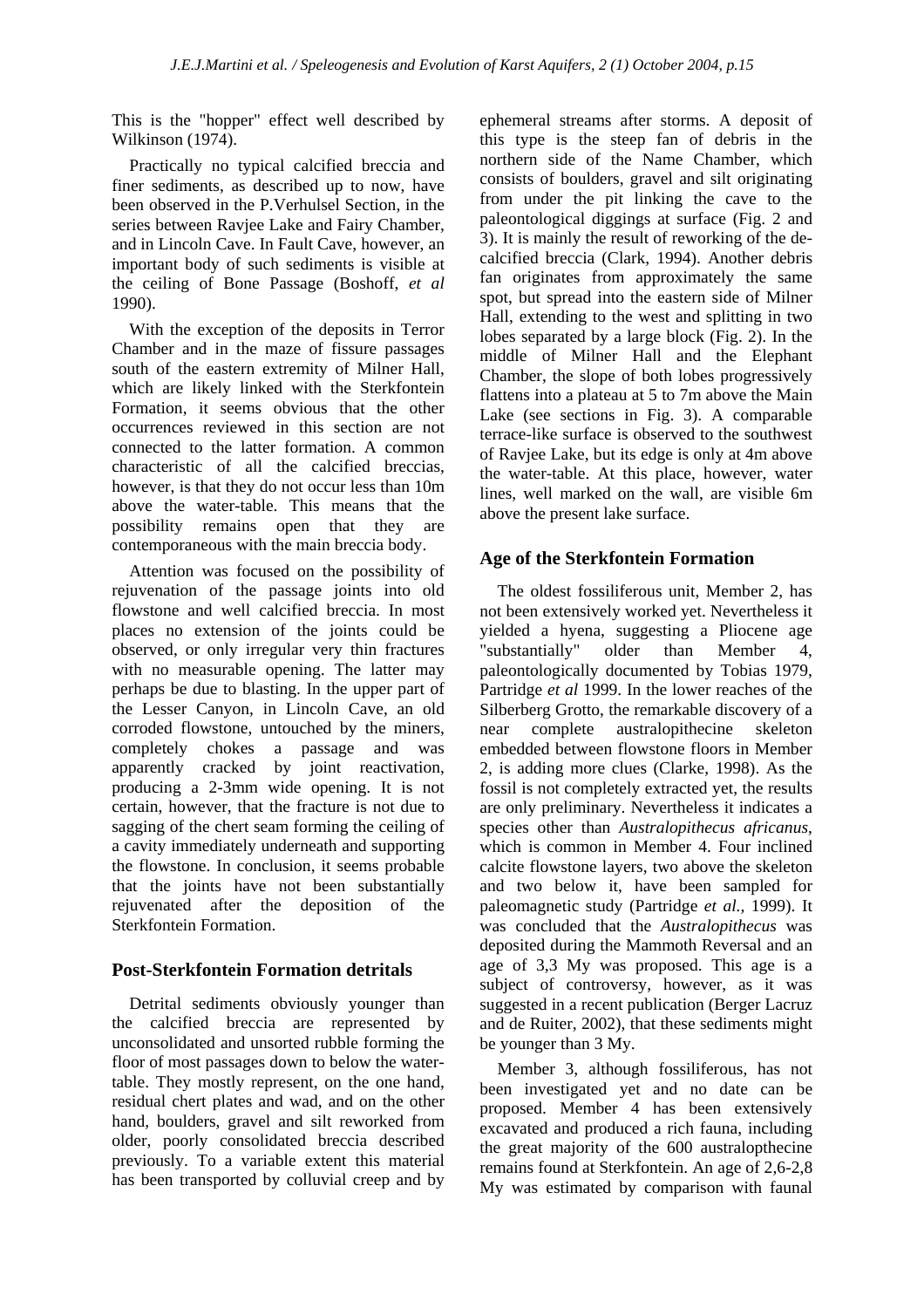This is the "hopper" effect well described by Wilkinson (1974).

Practically no typical calcified breccia and finer sediments, as described up to now, have been observed in the P.Verhulsel Section, in the series between Ravjee Lake and Fairy Chamber, and in Lincoln Cave. In Fault Cave, however, an important body of such sediments is visible at the ceiling of Bone Passage (Boshoff, *et al* 1990).

With the exception of the deposits in Terror Chamber and in the maze of fissure passages south of the eastern extremity of Milner Hall, which are likely linked with the Sterkfontein Formation, it seems obvious that the other occurrences reviewed in this section are not connected to the latter formation. A common characteristic of all the calcified breccias, however, is that they do not occur less than 10m above the water-table. This means that the possibility remains open that they are contemporaneous with the main breccia body.

Attention was focused on the possibility of rejuvenation of the passage joints into old flowstone and well calcified breccia. In most places no extension of the joints could be observed, or only irregular very thin fractures with no measurable opening. The latter may perhaps be due to blasting. In the upper part of the Lesser Canyon, in Lincoln Cave, an old corroded flowstone, untouched by the miners, completely chokes a passage and was apparently cracked by joint reactivation, producing a 2-3mm wide opening. It is not certain, however, that the fracture is not due to sagging of the chert seam forming the ceiling of a cavity immediately underneath and supporting the flowstone. In conclusion, it seems probable that the joints have not been substantially rejuvenated after the deposition of the Sterkfontein Formation.

## Post-Sterkfontein Formation detritals

Detrital sediments obviously younger than the calcified breccia are represented by unconsolidated and unsorted rubble forming the floor of most passages down to below the water-table. They mostly represent, on the one hand, residual chert plates and wad, and on the other hand, boulders, gravel and silt reworked from older, poorly consolidated breccia described previously. To a variable extent this material has been transported by colluvial creep and by ephemeral streams after storms. A deposit of this type is the steep fan of debris in the northern side of the Name Chamber, which consists of boulders, gravel and silt originating from under the pit linking the cave to the paleontological diggings at surface (Fig. 2 and 3). It is mainly the result of reworking of the de-calcified breccia (Clark, 1994). Another debris fan originates from approximately the same spot, but spread into the eastern side of Milner Hall, extending to the west and splitting in two lobes separated by a large block (Fig. 2). In the middle of Milner Hall and the Elephant Chamber, the slope of both lobes progressively flattens into a plateau at 5 to 7m above the Main Lake (see sections in Fig. 3). A comparable terrace-like surface is observed to the southwest of Ravjee Lake, but its edge is only at 4m above the water-table. At this place, however, water lines, well marked on the wall, are visible 6m above the present lake surface.

## Age of the Sterkfontein Formation

The oldest fossiliferous unit, Member 2, has not been extensively worked yet. Nevertheless it yielded a hyena, suggesting a Pliocene age "substantially" older than Member 4, paleontologically documented by Tobias 1979, Partridge *et al* 1999. In the lower reaches of the Silberberg Grotto, the remarkable discovery of a near complete australopithecine skeleton embedded between flowstone floors in Member 2, is adding more clues (Clarke, 1998). As the fossil is not completely extracted yet, the results are only preliminary. Nevertheless it indicates a species other than *Australopithecus africanus*, which is common in Member 4. Four inclined calcite flowstone layers, two above the skeleton and two below it, have been sampled for paleomagnetic study (Partridge *et al.,* 1999). It was concluded that the *Australopithecus* was deposited during the Mammoth Reversal and an age of 3,3 My was proposed. This age is a subject of controversy, however, as it was suggested in a recent publication (Berger Lacruz and de Ruiter, 2002), that these sediments might be younger than 3 My.

Member 3, although fossiliferous, has not been investigated yet and no date can be proposed. Member 4 has been extensively excavated and produced a rich fauna, including the great majority of the 600 australopthecine remains found at Sterkfontein. An age of 2,6-2,8 My was estimated by comparison with faunal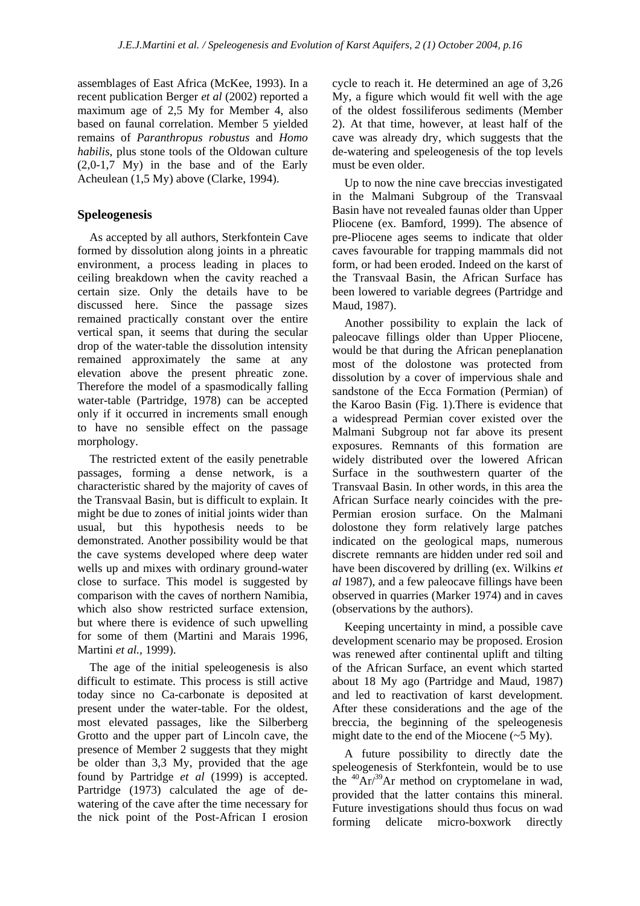assemblages of East Africa (McKee, 1993). In a recent publication Berger *et al* (2002) reported a maximum age of 2,5 My for Member 4, also based on faunal correlation. Member 5 yielded remains of *Paranthropus robustus* and *Homo habilis*, plus stone tools of the Oldowan culture (2,0-1,7 My) in the base and of the Early Acheulean (1,5 My) above (Clarke, 1994).

## Speleogenesis

As accepted by all authors, Sterkfontein Cave formed by dissolution along joints in a phreatic environment, a process leading in places to ceiling breakdown when the cavity reached a certain size. Only the details have to be discussed here. Since the passage sizes remained practically constant over the entire vertical span, it seems that during the secular drop of the water-table the dissolution intensity remained approximately the same at any elevation above the present phreatic zone. Therefore the model of a spasmodically falling water-table (Partridge, 1978) can be accepted only if it occurred in increments small enough to have no sensible effect on the passage morphology.

The restricted extent of the easily penetrable passages, forming a dense network, is a characteristic shared by the majority of caves of the Transvaal Basin, but is difficult to explain. It might be due to zones of initial joints wider than usual, but this hypothesis needs to be demonstrated. Another possibility would be that the cave systems developed where deep water wells up and mixes with ordinary ground-water close to surface. This model is suggested by comparison with the caves of northern Namibia, which also show restricted surface extension, but where there is evidence of such upwelling for some of them (Martini and Marais 1996, Martini *et al.*, 1999).

The age of the initial speleogenesis is also difficult to estimate. This process is still active today since no Ca-carbonate is deposited at present under the water-table. For the oldest, most elevated passages, like the Silberberg Grotto and the upper part of Lincoln cave, the presence of Member 2 suggests that they might be older than 3,3 My, provided that the age found by Partridge *et al* (1999) is accepted. Partridge (1973) calculated the age of de-watering of the cave after the time necessary for the nick point of the Post-African I erosion cycle to reach it. He determined an age of 3,26 My, a figure which would fit well with the age of the oldest fossiliferous sediments (Member 2). At that time, however, at least half of the cave was already dry, which suggests that the de-watering and speleogenesis of the top levels must be even older.

Up to now the nine cave breccias investigated in the Malmani Subgroup of the Transvaal Basin have not revealed faunas older than Upper Pliocene (ex. Bamford, 1999). The absence of pre-Pliocene ages seems to indicate that older caves favourable for trapping mammals did not form, or had been eroded. Indeed on the karst of the Transvaal Basin, the African Surface has been lowered to variable degrees (Partridge and Maud, 1987).

Another possibility to explain the lack of paleocave fillings older than Upper Pliocene, would be that during the African peneplanation most of the dolostone was protected from dissolution by a cover of impervious shale and sandstone of the Ecca Formation (Permian) of the Karoo Basin (Fig. 1).There is evidence that a widespread Permian cover existed over the Malmani Subgroup not far above its present exposures. Remnants of this formation are widely distributed over the lowered African Surface in the southwestern quarter of the Transvaal Basin. In other words, in this area the African Surface nearly coincides with the pre-Permian erosion surface. On the Malmani dolostone they form relatively large patches indicated on the geological maps, numerous discrete remnants are hidden under red soil and have been discovered by drilling (ex. Wilkins *et al* 1987), and a few paleocave fillings have been observed in quarries (Marker 1974) and in caves (observations by the authors).

Keeping uncertainty in mind, a possible cave development scenario may be proposed. Erosion was renewed after continental uplift and tilting of the African Surface, an event which started about 18 My ago (Partridge and Maud, 1987) and led to reactivation of karst development. After these considerations and the age of the breccia, the beginning of the speleogenesis might date to the end of the Miocene (~5 My).

A future possibility to directly date the speleogenesis of Sterkfontein, would be to use the $^{40}Ar/^{39}Ar$ method on cryptomelane in wad, provided that the latter contains this mineral. Future investigations should thus focus on wad forming delicate micro-boxwork directly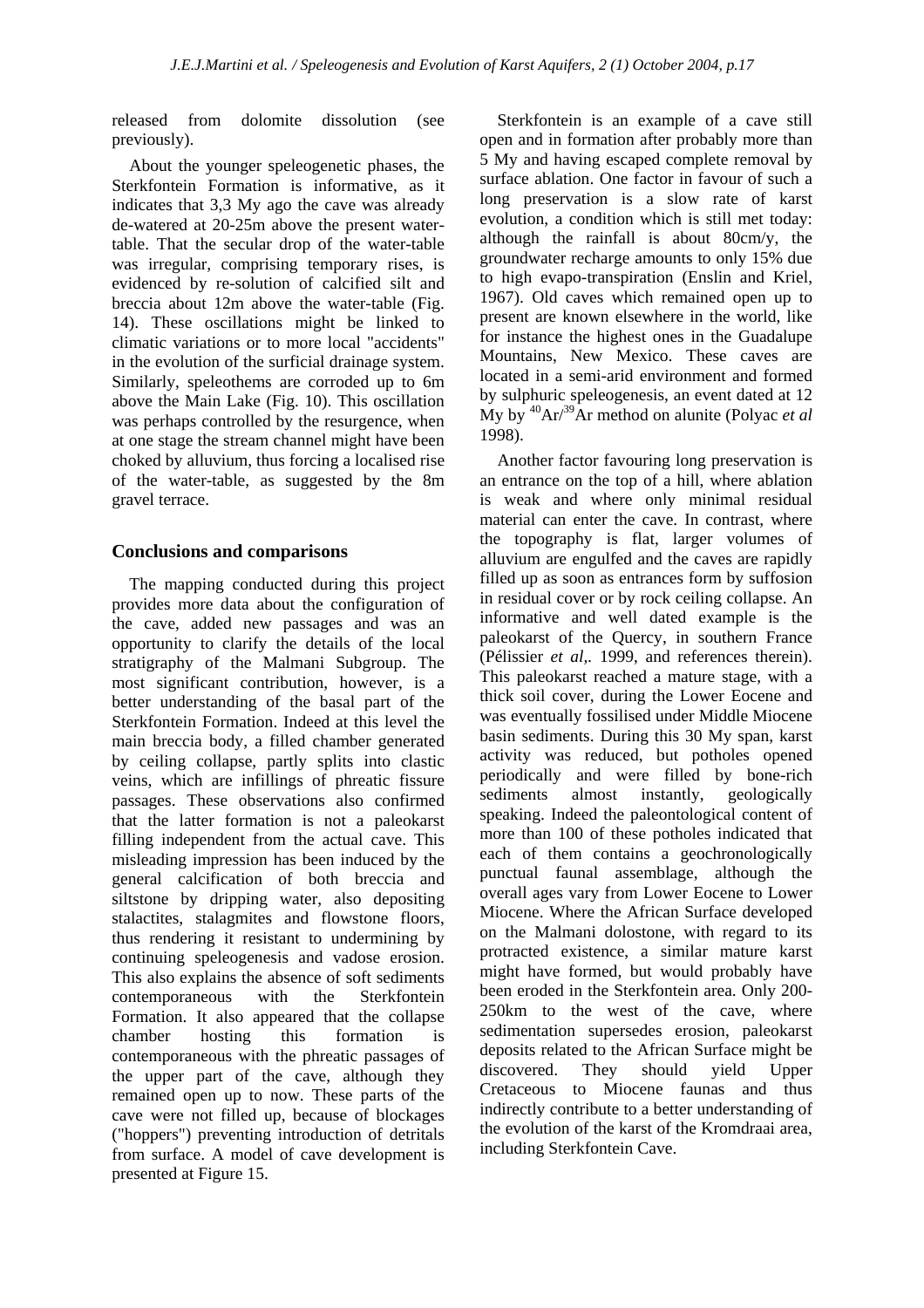released from dolomite dissolution (see previously).

About the younger speleogenetic phases, the Sterkfontein Formation is informative, as it indicates that 3,3 My ago the cave was already de-watered at 20-25m above the present water-table. That the secular drop of the water-table was irregular, comprising temporary rises, is evidenced by re-solution of calcified silt and breccia about 12m above the water-table (Fig. 14). These oscillations might be linked to climatic variations or to more local "accidents" in the evolution of the surficial drainage system. Similarly, speleothems are corroded up to 6m above the Main Lake (Fig. 10). This oscillation was perhaps controlled by the resurgence, when at one stage the stream channel might have been choked by alluvium, thus forcing a localised rise of the water-table, as suggested by the 8m gravel terrace.

## Conclusions and comparisons

The mapping conducted during this project provides more data about the configuration of the cave, added new passages and was an opportunity to clarify the details of the local stratigraphy of the Malmani Subgroup. The most significant contribution, however, is a better understanding of the basal part of the Sterkfontein Formation. Indeed at this level the main breccia body, a filled chamber generated by ceiling collapse, partly splits into clastic veins, which are infillings of phreatic fissure passages. These observations also confirmed that the latter formation is not a paleokarst filling independent from the actual cave. This misleading impression has been induced by the general calcification of both breccia and siltstone by dripping water, also depositing stalactites, stalagmites and flowstone floors, thus rendering it resistant to undermining by continuing speleogenesis and vadose erosion. This also explains the absence of soft sediments contemporaneous with the Sterkfontein Formation. It also appeared that the collapse chamber hosting this formation is contemporaneous with the phreatic passages of the upper part of the cave, although they remained open up to now. These parts of the cave were not filled up, because of blockages ("hoppers") preventing introduction of detritals from surface. A model of cave development is presented at Figure 15.

Sterkfontein is an example of a cave still open and in formation after probably more than 5 My and having escaped complete removal by surface ablation. One factor in favour of such a long preservation is a slow rate of karst evolution, a condition which is still met today: although the rainfall is about 80cm/y, the groundwater recharge amounts to only 15% due to high evapo-transpiration (Enslin and Kriel, 1967). Old caves which remained open up to present are known elsewhere in the world, like for instance the highest ones in the Guadalupe Mountains, New Mexico. These caves are located in a semi-arid environment and formed by sulphuric speleogenesis, an event dated at 12 My by $^{40}Ar/^{39}Ar$ method on alunite (Polyac *et al* 1998).

Another factor favouring long preservation is an entrance on the top of a hill, where ablation is weak and where only minimal residual material can enter the cave. In contrast, where the topography is flat, larger volumes of alluvium are engulfed and the caves are rapidly filled up as soon as entrances form by suffosion in residual cover or by rock ceiling collapse. An informative and well dated example is the paleokarst of the Quercy, in southern France (Pélissier *et al*,. 1999, and references therein). This paleokarst reached a mature stage, with a thick soil cover, during the Lower Eocene and was eventually fossilised under Middle Miocene basin sediments. During this 30 My span, karst activity was reduced, but potholes opened periodically and were filled by bone-rich sediments almost instantly, geologically speaking. Indeed the paleontological content of more than 100 of these potholes indicated that each of them contains a geochronologically punctual faunal assemblage, although the overall ages vary from Lower Eocene to Lower Miocene. Where the African Surface developed on the Malmani dolostone, with regard to its protracted existence, a similar mature karst might have formed, but would probably have been eroded in the Sterkfontein area. Only 200-250km to the west of the cave, where sedimentation supersedes erosion, paleokarst deposits related to the African Surface might be discovered. They should yield Upper Cretaceous to Miocene faunas and thus indirectly contribute to a better understanding of the evolution of the karst of the Kromdraai area, including Sterkfontein Cave.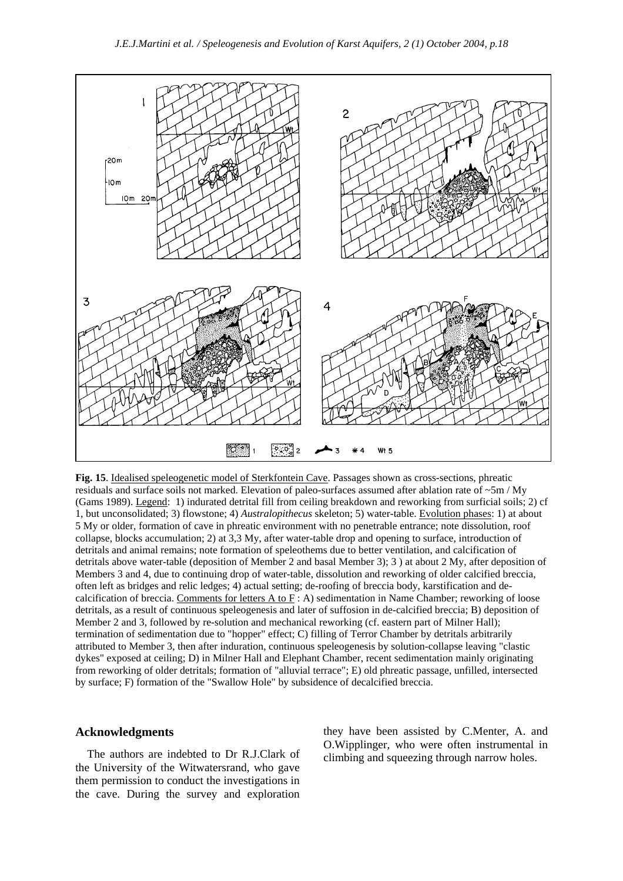1

20m
10m
10m 20m

Wt

2

Wt

3

Wt

4

F

E

B

A

C

D

Wt

1 2 3 4 Wt 5

**Fig. 15**. Idealised speleogenetic model of Sterkfontein Cave. Passages shown as cross-sections, phreatic residuals and surface soils not marked. Elevation of paleo-surfaces assumed after ablation rate of ~5m / My (Gams 1989). Legend: 1) indurated detrital fill from ceiling breakdown and reworking from surficial soils; 2) cf 1, but unconsolidated; 3) flowstone; 4) *Australopithecus* skeleton; 5) water-table. Evolution phases: 1) at about 5 My or older, formation of cave in phreatic environment with no penetrable entrance; note dissolution, roof collapse, blocks accumulation; 2) at 3,3 My, after water-table drop and opening to surface, introduction of detritals and animal remains; note formation of speleothems due to better ventilation, and calcification of detritals above water-table (deposition of Member 2 and basal Member 3); 3 ) at about 2 My, after deposition of Members 3 and 4, due to continuing drop of water-table, dissolution and reworking of older calcified breccia, often left as bridges and relic ledges; 4) actual setting; de-roofing of breccia body, karstification and de-calcification of breccia. Comments for letters A to F : A) sedimentation in Name Chamber; reworking of loose detritals, as a result of continuous speleogenesis and later of suffosion in de-calcified breccia; B) deposition of Member 2 and 3, followed by re-solution and mechanical reworking (cf. eastern part of Milner Hall); termination of sedimentation due to "hopper" effect; C) filling of Terror Chamber by detritals arbitrarily attributed to Member 3, then after induration, continuous speleogenesis by solution-collapse leaving "clastic dykes" exposed at ceiling; D) in Milner Hall and Elephant Chamber, recent sedimentation mainly originating from reworking of older detritals; formation of "alluvial terrace"; E) old phreatic passage, unfilled, intersected by surface; F) formation of the "Swallow Hole" by subsidence of decalcified breccia.

## Acknowledgments

The authors are indebted to Dr R.J.Clark of the University of the Witwatersrand, who gave them permission to conduct the investigations in the cave. During the survey and exploration they have been assisted by C.Menter, A. and O.Wipplinger, who were often instrumental in climbing and squeezing through narrow holes.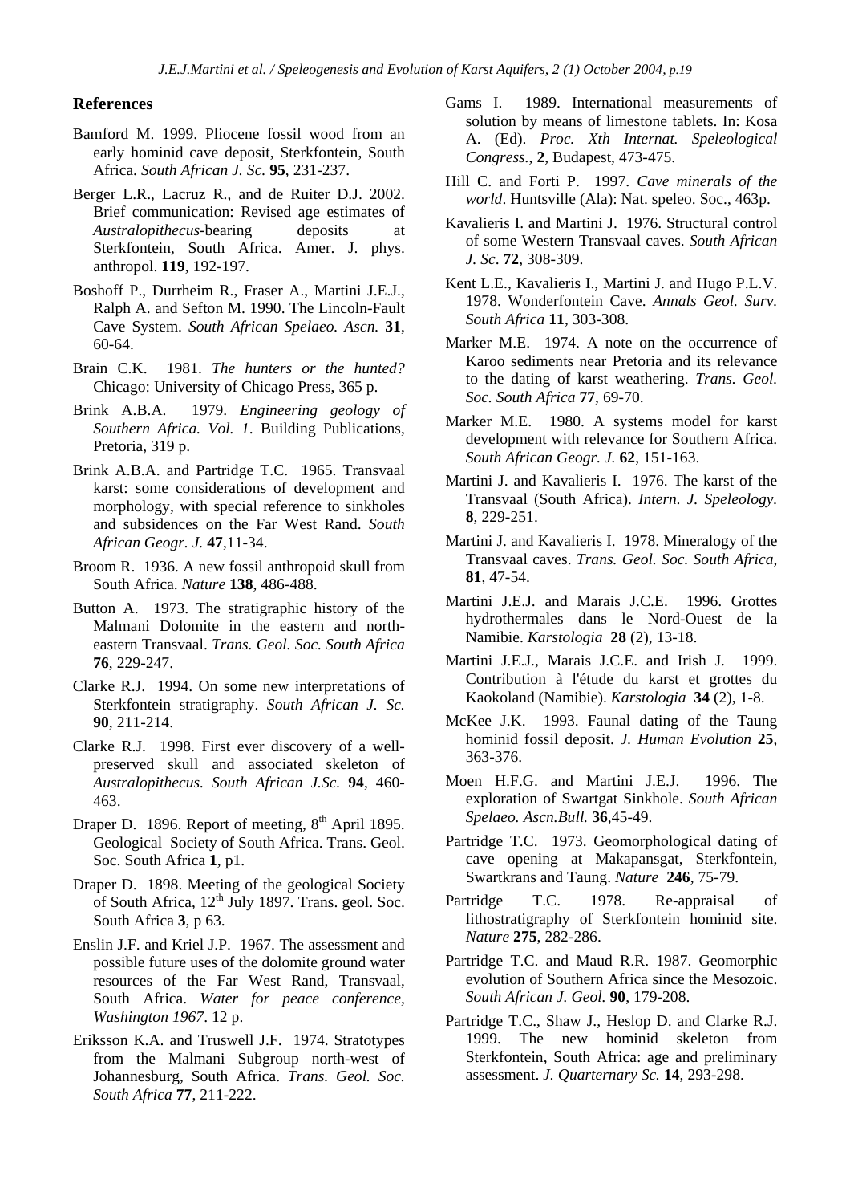## References

Bamford M. 1999. Pliocene fossil wood from an early hominid cave deposit, Sterkfontein, South Africa. *South African J. Sc.* **95**, 231-237.

Berger L.R., Lacruz R., and de Ruiter D.J. 2002. Brief communication: Revised age estimates of *Australopithecus*-bearing deposits at Sterkfontein, South Africa. Amer. J. phys. anthropol. **119**, 192-197.

Boshoff P., Durrheim R., Fraser A., Martini J.E.J., Ralph A. and Sefton M. 1990. The Lincoln-Fault Cave System. *South African Spelaeo. Ascn.* **31**, 60-64.

Brain C.K. 1981. *The hunters or the hunted?* Chicago: University of Chicago Press, 365 p.

Brink A.B.A. 1979. *Engineering geology of Southern Africa. Vol. 1*. Building Publications, Pretoria, 319 p.

Brink A.B.A. and Partridge T.C. 1965. Transvaal karst: some considerations of development and morphology, with special reference to sinkholes and subsidences on the Far West Rand. *South African Geogr. J.* **47**,11-34.

Broom R. 1936. A new fossil anthropoid skull from South Africa. *Nature* **138**, 486-488.

Button A. 1973. The stratigraphic history of the Malmani Dolomite in the eastern and north-eastern Transvaal. *Trans. Geol. Soc. South Africa* **76**, 229-247.

Clarke R.J. 1994. On some new interpretations of Sterkfontein stratigraphy. *South African J. Sc.* **90**, 211-214.

Clarke R.J. 1998. First ever discovery of a well-preserved skull and associated skeleton of *Australopithecus. South African J.Sc.* **94**, 460-463.

Draper D. 1896. Report of meeting, 8th April 1895. Geological Society of South Africa. Trans. Geol. Soc. South Africa **1**, p1.

Draper D. 1898. Meeting of the geological Society of South Africa, 12th July 1897. Trans. geol. Soc. South Africa **3**, p 63.

Enslin J.F. and Kriel J.P. 1967. The assessment and possible future uses of the dolomite ground water resources of the Far West Rand, Transvaal, South Africa. *Water for peace conference, Washington 1967*. 12 p.

Eriksson K.A. and Truswell J.F. 1974. Stratotypes from the Malmani Subgroup north-west of Johannesburg, South Africa. *Trans. Geol. Soc. South Africa* **77**, 211-222.

Gams I. 1989. International measurements of solution by means of limestone tablets. In: Kosa A. (Ed). *Proc. Xth Internat. Speleological Congress.*, **2**, Budapest, 473-475.

Hill C. and Forti P. 1997. *Cave minerals of the world*. Huntsville (Ala): Nat. speleo. Soc., 463p.

Kavalieris I. and Martini J. 1976. Structural control of some Western Transvaal caves. *South African J. Sc*. **72**, 308-309.

Kent L.E., Kavalieris I., Martini J. and Hugo P.L.V. 1978. Wonderfontein Cave. *Annals Geol. Surv. South Africa* **11**, 303-308.

Marker M.E. 1974. A note on the occurrence of Karoo sediments near Pretoria and its relevance to the dating of karst weathering. *Trans. Geol. Soc. South Africa* **77**, 69-70.

Marker M.E. 1980. A systems model for karst development with relevance for Southern Africa. *South African Geogr. J.* **62**, 151-163.

Martini J. and Kavalieris I. 1976. The karst of the Transvaal (South Africa). *Intern. J. Speleology*. **8**, 229-251.

Martini J. and Kavalieris I. 1978. Mineralogy of the Transvaal caves. *Trans. Geol. Soc. South Africa*, **81**, 47-54.

Martini J.E.J. and Marais J.C.E. 1996. Grottes hydrothermales dans le Nord-Ouest de la Namibie. *Karstologia* **28** (2), 13-18.

Martini J.E.J., Marais J.C.E. and Irish J. 1999. Contribution à l'étude du karst et grottes du Kaokoland (Namibie). *Karstologia* **34** (2), 1-8.

McKee J.K. 1993. Faunal dating of the Taung hominid fossil deposit. *J. Human Evolution* **25**, 363-376.

Moen H.F.G. and Martini J.E.J. 1996. The exploration of Swartgat Sinkhole. *South African Spelaeo. Ascn.Bull.* **36**,45-49.

Partridge T.C. 1973. Geomorphological dating of cave opening at Makapansgat, Sterkfontein, Swartkrans and Taung. *Nature* **246**, 75-79.

Partridge T.C. 1978. Re-appraisal of lithostratigraphy of Sterkfontein hominid site. *Nature* **275**, 282-286.

Partridge T.C. and Maud R.R. 1987. Geomorphic evolution of Southern Africa since the Mesozoic. *South African J. Geol.* **90**, 179-208.

Partridge T.C., Shaw J., Heslop D. and Clarke R.J. 1999. The new hominid skeleton from Sterkfontein, South Africa: age and preliminary assessment. *J. Quarternary Sc.* **14**, 293-298.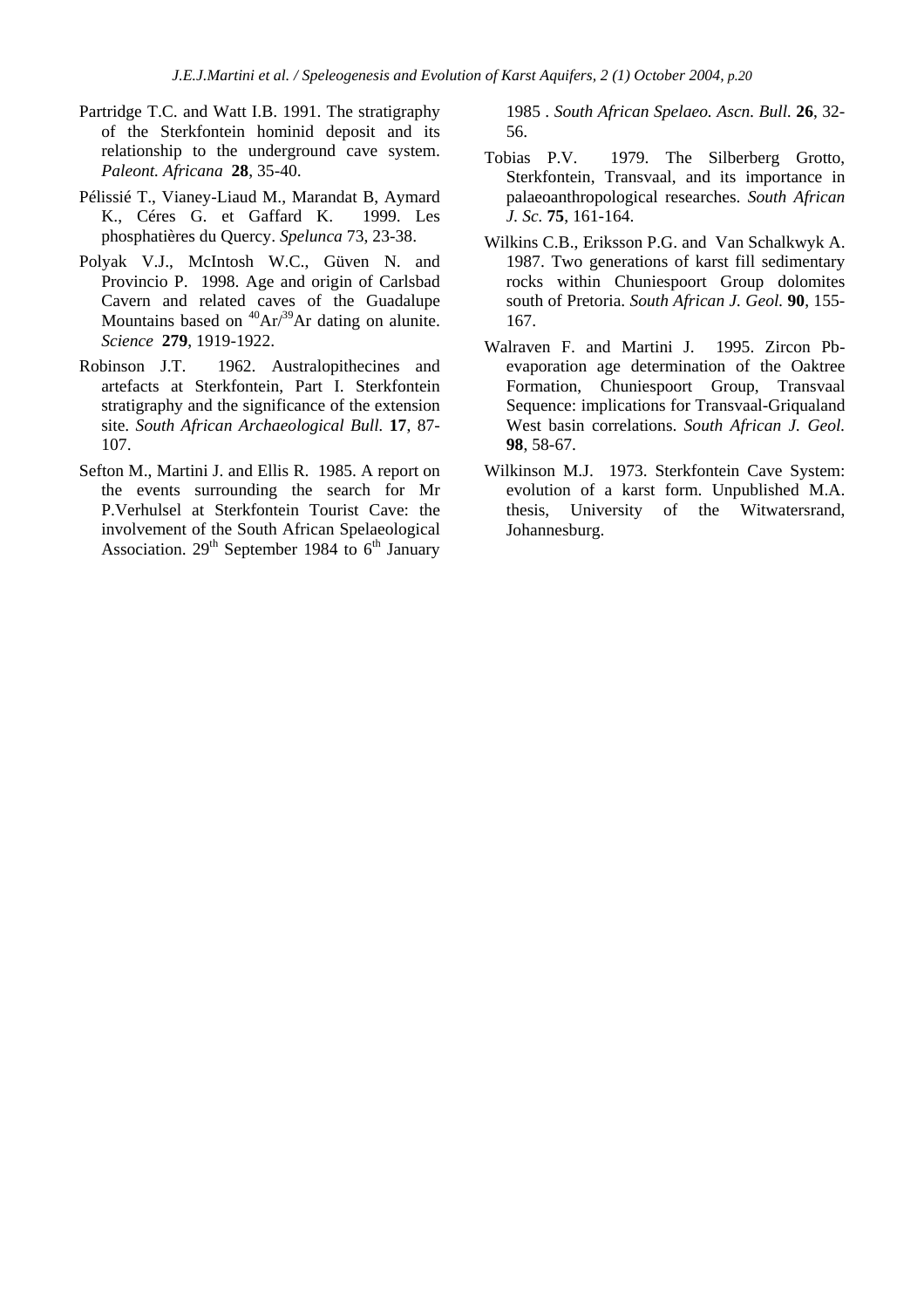Partridge T.C. and Watt I.B. 1991. The stratigraphy of the Sterkfontein hominid deposit and its relationship to the underground cave system. *Paleont. Africana* **28**, 35-40.

Pélissié T., Vianey-Liaud M., Marandat B, Aymard K., Céres G. et Gaffard K. 1999. Les phosphatières du Quercy. *Spelunca* 73, 23-38.

Polyak V.J., McIntosh W.C., Güven N. and Provincio P. 1998. Age and origin of Carlsbad Cavern and related caves of the Guadalupe Mountains based on $^{40}Ar/^{39}Ar$ dating on alunite. *Science* **279**, 1919-1922.

Robinson J.T. 1962. Australopithecines and artefacts at Sterkfontein, Part I. Sterkfontein stratigraphy and the significance of the extension site. *South African Archaeological Bull.* **17**, 87-107.

Sefton M., Martini J. and Ellis R. 1985. A report on the events surrounding the search for Mr P.Verhulsel at Sterkfontein Tourist Cave: the involvement of the South African Spelaeological Association. 29th September 1984 to 6th January 1985 . *South African Spelaeo. Ascn. Bull.* **26**, 32-56.

Tobias P.V. 1979. The Silberberg Grotto, Sterkfontein, Transvaal, and its importance in palaeoanthropological researches. *South African J. Sc.* **75**, 161-164.

Wilkins C.B., Eriksson P.G. and Van Schalkwyk A. 1987. Two generations of karst fill sedimentary rocks within Chuniespoort Group dolomites south of Pretoria. *South African J. Geol.* **90**, 155-167.

Walraven F. and Martini J. 1995. Zircon Pb-evaporation age determination of the Oaktree Formation, Chuniespoort Group, Transvaal Sequence: implications for Transvaal-Griqualand West basin correlations. *South African J. Geol.* **98**, 58-67.

Wilkinson M.J. 1973. Sterkfontein Cave System: evolution of a karst form. Unpublished M.A. thesis, University of the Witwatersrand, Johannesburg.